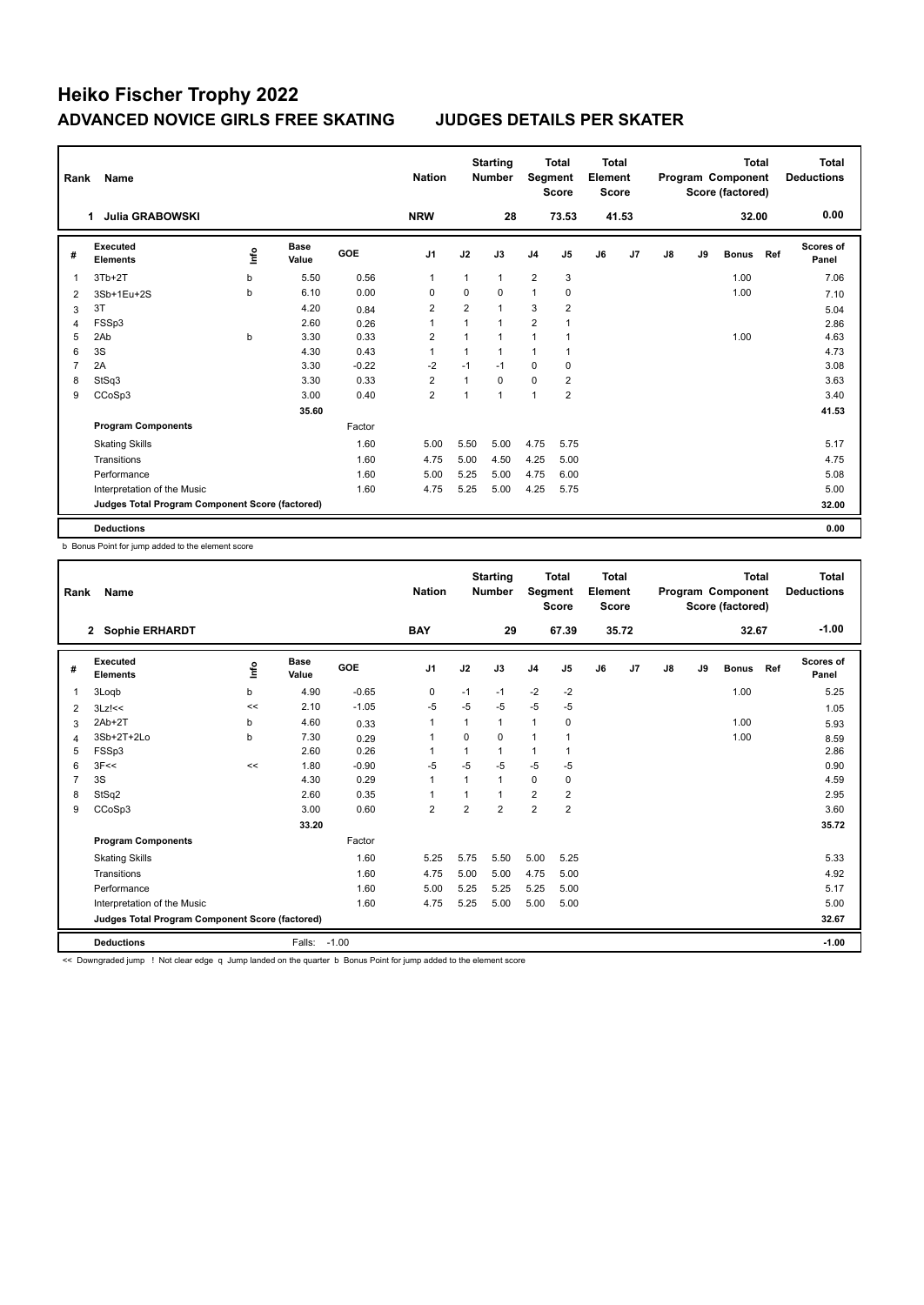# Heiko Fischer Trophy 2022

## ADVANCED NOVICE GIRLS FREE SKATING JUDGES DETAILS PER SKATER

| Rank | Name | Nation | Starting Number | Total Segment Score | Total Element Score | Total Program Component Score (factored) | Total Deductions |
|---|---|---|---|---|---|---|---|
| 1 | Julia GRABOWSKI | NRW | 28 | 73.53 | 41.53 | 32.00 | 0.00 |

| # | Executed Elements | Info | Base Value | GOE | J1 | J2 | J3 | J4 | J5 | J6 | J7 | J8 | J9 | Bonus | Ref | Scores of Panel |
|---|---|---|---|---|---|---|---|---|---|---|---|---|---|---|---|---|
| 1 | 3Tb+2T | b | 5.50 | 0.56 | 1 | 1 | 1 | 2 | 3 | | | | | 1.00 | | 7.06 |
| 2 | 3Sb+1Eu+2S | b | 6.10 | 0.00 | 0 | 0 | 0 | 1 | 0 | | | | | 1.00 | | 7.10 |
| 3 | 3T | | 4.20 | 0.84 | 2 | 2 | 1 | 3 | 2 | | | | | | | 5.04 |
| 4 | FSSp3 | | 2.60 | 0.26 | 1 | 1 | 1 | 2 | 1 | | | | | | | 2.86 |
| 5 | 2Ab | b | 3.30 | 0.33 | 2 | 1 | 1 | 1 | 1 | | | | | 1.00 | | 4.63 |
| 6 | 3S | | 4.30 | 0.43 | 1 | 1 | 1 | 1 | 1 | | | | | | | 4.73 |
| 7 | 2A | | 3.30 | -0.22 | -2 | -1 | -1 | 0 | 0 | | | | | | | 3.08 |
| 8 | StSq3 | | 3.30 | 0.33 | 2 | 1 | 0 | 0 | 2 | | | | | | | 3.63 |
| 9 | CCoSp3 | | 3.00 | 0.40 | 2 | 1 | 1 | 1 | 2 | | | | | | | 3.40 |
| | | | 35.60 | | | | | | | | | | | | | 41.53 |
| | **Program Components** | | | Factor | | | | | | | | | | | | |
| | Skating Skills | | | 1.60 | 5.00 | 5.50 | 5.00 | 4.75 | 5.75 | | | | | | | 5.17 |
| | Transitions | | | 1.60 | 4.75 | 5.00 | 4.50 | 4.25 | 5.00 | | | | | | | 4.75 |
| | Performance | | | 1.60 | 5.00 | 5.25 | 5.00 | 4.75 | 6.00 | | | | | | | 5.08 |
| | Interpretation of the Music | | | 1.60 | 4.75 | 5.25 | 5.00 | 4.25 | 5.75 | | | | | | | 5.00 |
| | **Judges Total Program Component Score (factored)** | | | | | | | | | | | | | | | 32.00 |
| | **Deductions** | | | | | | | | | | | | | | | 0.00 |

b Bonus Point for jump added to the element score

| Rank | Name | Nation | Starting Number | Total Segment Score | Total Element Score | Total Program Component Score (factored) | Total Deductions |
|---|---|---|---|---|---|---|---|
| 2 | Sophie ERHARDT | BAY | 29 | 67.39 | 35.72 | 32.67 | -1.00 |

| # | Executed Elements | Info | Base Value | GOE | J1 | J2 | J3 | J4 | J5 | J6 | J7 | J8 | J9 | Bonus | Ref | Scores of Panel |
|---|---|---|---|---|---|---|---|---|---|---|---|---|---|---|---|---|
| 1 | 3Loqb | b | 4.90 | -0.65 | 0 | -1 | -1 | -2 | -2 | | | | | 1.00 | | 5.25 |
| 2 | 3Lz!<< | << | 2.10 | -1.05 | -5 | -5 | -5 | -5 | -5 | | | | | | | 1.05 |
| 3 | 2Ab+2T | b | 4.60 | 0.33 | 1 | 1 | 1 | 1 | 0 | | | | | 1.00 | | 5.93 |
| 4 | 3Sb+2T+2Lo | b | 7.30 | 0.29 | 1 | 0 | 0 | 1 | 1 | | | | | 1.00 | | 8.59 |
| 5 | FSSp3 | | 2.60 | 0.26 | 1 | 1 | 1 | 1 | 1 | | | | | | | 2.86 |
| 6 | 3F<< | << | 1.80 | -0.90 | -5 | -5 | -5 | -5 | -5 | | | | | | | 0.90 |
| 7 | 3S | | 4.30 | 0.29 | 1 | 1 | 1 | 0 | 0 | | | | | | | 4.59 |
| 8 | StSq2 | | 2.60 | 0.35 | 1 | 1 | 1 | 2 | 2 | | | | | | | 2.95 |
| 9 | CCoSp3 | | 3.00 | 0.60 | 2 | 2 | 2 | 2 | 2 | | | | | | | 3.60 |
| | | | 33.20 | | | | | | | | | | | | | 35.72 |
| | **Program Components** | | | Factor | | | | | | | | | | | | |
| | Skating Skills | | | 1.60 | 5.25 | 5.75 | 5.50 | 5.00 | 5.25 | | | | | | | 5.33 |
| | Transitions | | | 1.60 | 4.75 | 5.00 | 5.00 | 4.75 | 5.00 | | | | | | | 4.92 |
| | Performance | | | 1.60 | 5.00 | 5.25 | 5.25 | 5.25 | 5.00 | | | | | | | 5.17 |
| | Interpretation of the Music | | | 1.60 | 4.75 | 5.25 | 5.00 | 5.00 | 5.00 | | | | | | | 5.00 |
| | **Judges Total Program Component Score (factored)** | | | | | | | | | | | | | | | 32.67 |
| | **Deductions** | | Falls: | -1.00 | | | | | | | | | | | | -1.00 |

<< Downgraded jump ! Not clear edge q Jump landed on the quarter b Bonus Point for jump added to the element score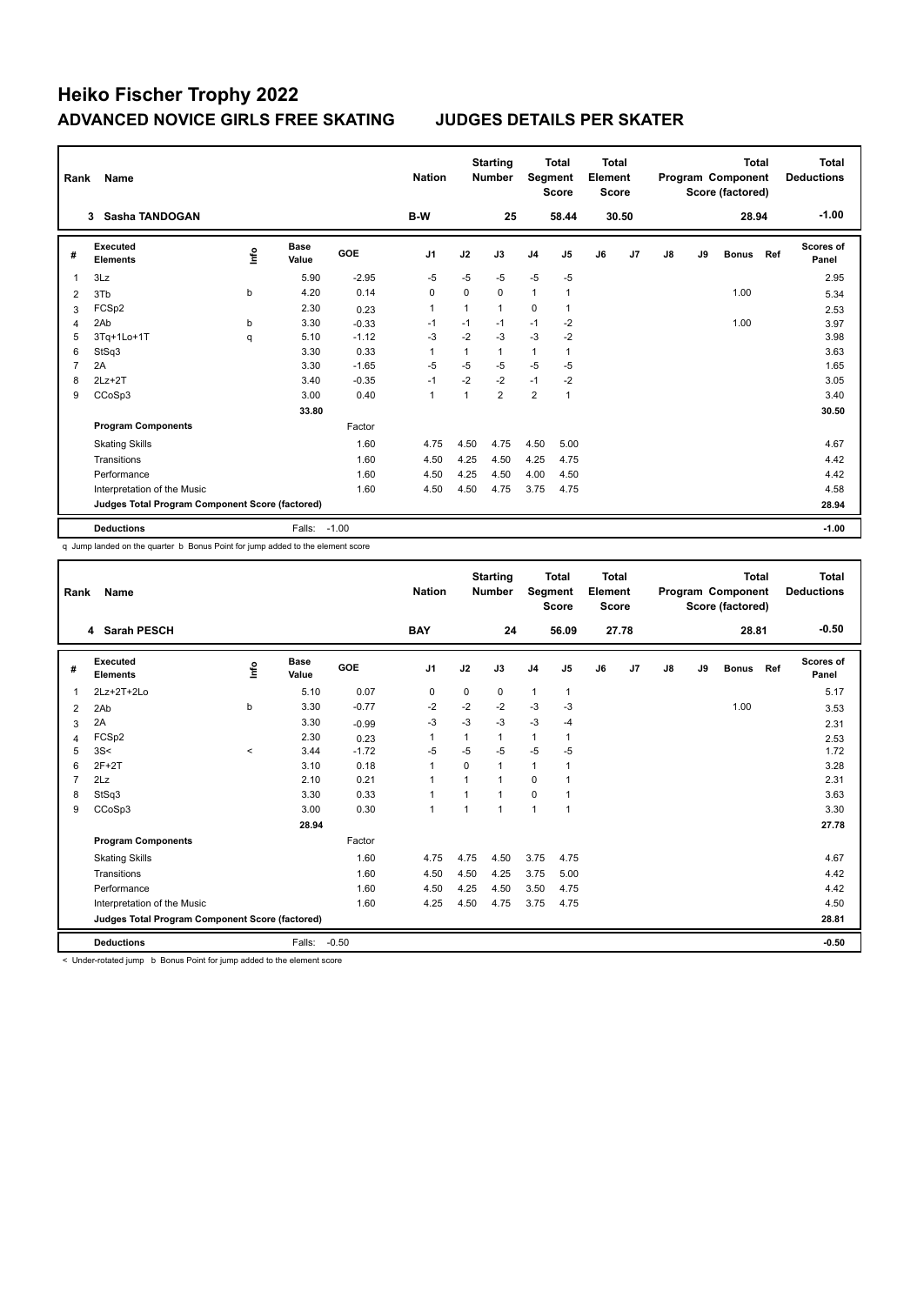# Heiko Fischer Trophy 2022

## ADVANCED NOVICE GIRLS FREE SKATING JUDGES DETAILS PER SKATER

| Rank | Name | Nation | Starting Number | Total Segment Score | Total Element Score | Total Program Component Score (factored) | Total Deductions |
|---|---|---|---|---|---|---|---|
| 3 | Sasha TANDOGAN | B-W | 25 | 58.44 | 30.50 | 28.94 | -1.00 |

| # | Executed Elements | Info | Base Value | GOE | J1 | J2 | J3 | J4 | J5 | J6 | J7 | J8 | J9 | Bonus | Ref | Scores of Panel |
|---|---|---|---|---|---|---|---|---|---|---|---|---|---|---|---|---|
| 1 | 3Lz | | 5.90 | -2.95 | -5 | -5 | -5 | -5 | -5 | | | | | | | 2.95 |
| 2 | 3Tb | b | 4.20 | 0.14 | 0 | 0 | 0 | 1 | 1 | | | | | 1.00 | | 5.34 |
| 3 | FCSp2 | | 2.30 | 0.23 | 1 | 1 | 1 | 0 | 1 | | | | | | | 2.53 |
| 4 | 2Ab | b | 3.30 | -0.33 | -1 | -1 | -1 | -1 | -2 | | | | | 1.00 | | 3.97 |
| 5 | 3Tq+1Lo+1T | q | 5.10 | -1.12 | -3 | -2 | -3 | -3 | -2 | | | | | | | 3.98 |
| 6 | StSq3 | | 3.30 | 0.33 | 1 | 1 | 1 | 1 | 1 | | | | | | | 3.63 |
| 7 | 2A | | 3.30 | -1.65 | -5 | -5 | -5 | -5 | -5 | | | | | | | 1.65 |
| 8 | 2Lz+2T | | 3.40 | -0.35 | -1 | -2 | -2 | -1 | -2 | | | | | | | 3.05 |
| 9 | CCoSp3 | | 3.00 | 0.40 | 1 | 1 | 2 | 2 | 1 | | | | | | | 3.40 |
| | | | 33.80 | | | | | | | | | | | | | 30.50 |
| | **Program Components** | | | Factor | | | | | | | | | | | | |
| | Skating Skills | | | 1.60 | 4.75 | 4.50 | 4.75 | 4.50 | 5.00 | | | | | | | 4.67 |
| | Transitions | | | 1.60 | 4.50 | 4.25 | 4.50 | 4.25 | 4.75 | | | | | | | 4.42 |
| | Performance | | | 1.60 | 4.50 | 4.25 | 4.50 | 4.00 | 4.50 | | | | | | | 4.42 |
| | Interpretation of the Music | | | 1.60 | 4.50 | 4.50 | 4.75 | 3.75 | 4.75 | | | | | | | 4.58 |
| | **Judges Total Program Component Score (factored)** | | | | | | | | | | | | | | | 28.94 |
| | **Deductions** | | Falls: | -1.00 | | | | | | | | | | | | -1.00 |

q Jump landed on the quarter b Bonus Point for jump added to the element score

| Rank | Name | Nation | Starting Number | Total Segment Score | Total Element Score | Total Program Component Score (factored) | Total Deductions |
|---|---|---|---|---|---|---|---|
| 4 | Sarah PESCH | BAY | 24 | 56.09 | 27.78 | 28.81 | -0.50 |

| # | Executed Elements | Info | Base Value | GOE | J1 | J2 | J3 | J4 | J5 | J6 | J7 | J8 | J9 | Bonus | Ref | Scores of Panel |
|---|---|---|---|---|---|---|---|---|---|---|---|---|---|---|---|---|
| 1 | 2Lz+2T+2Lo | | 5.10 | 0.07 | 0 | 0 | 0 | 1 | 1 | | | | | | | 5.17 |
| 2 | 2Ab | b | 3.30 | -0.77 | -2 | -2 | -2 | -3 | -3 | | | | | 1.00 | | 3.53 |
| 3 | 2A | | 3.30 | -0.99 | -3 | -3 | -3 | -3 | -4 | | | | | | | 2.31 |
| 4 | FCSp2 | | 2.30 | 0.23 | 1 | 1 | 1 | 1 | 1 | | | | | | | 2.53 |
| 5 | 3S< | < | 3.44 | -1.72 | -5 | -5 | -5 | -5 | -5 | | | | | | | 1.72 |
| 6 | 2F+2T | | 3.10 | 0.18 | 1 | 0 | 1 | 1 | 1 | | | | | | | 3.28 |
| 7 | 2Lz | | 2.10 | 0.21 | 1 | 1 | 1 | 0 | 1 | | | | | | | 2.31 |
| 8 | StSq3 | | 3.30 | 0.33 | 1 | 1 | 1 | 0 | 1 | | | | | | | 3.63 |
| 9 | CCoSp3 | | 3.00 | 0.30 | 1 | 1 | 1 | 1 | 1 | | | | | | | 3.30 |
| | | | 28.94 | | | | | | | | | | | | | 27.78 |
| | **Program Components** | | | Factor | | | | | | | | | | | | |
| | Skating Skills | | | 1.60 | 4.75 | 4.75 | 4.50 | 3.75 | 4.75 | | | | | | | 4.67 |
| | Transitions | | | 1.60 | 4.50 | 4.50 | 4.25 | 3.75 | 5.00 | | | | | | | 4.42 |
| | Performance | | | 1.60 | 4.50 | 4.25 | 4.50 | 3.50 | 4.75 | | | | | | | 4.42 |
| | Interpretation of the Music | | | 1.60 | 4.25 | 4.50 | 4.75 | 3.75 | 4.75 | | | | | | | 4.50 |
| | **Judges Total Program Component Score (factored)** | | | | | | | | | | | | | | | 28.81 |
| | **Deductions** | | Falls: | -0.50 | | | | | | | | | | | | -0.50 |

< Under-rotated jump b Bonus Point for jump added to the element score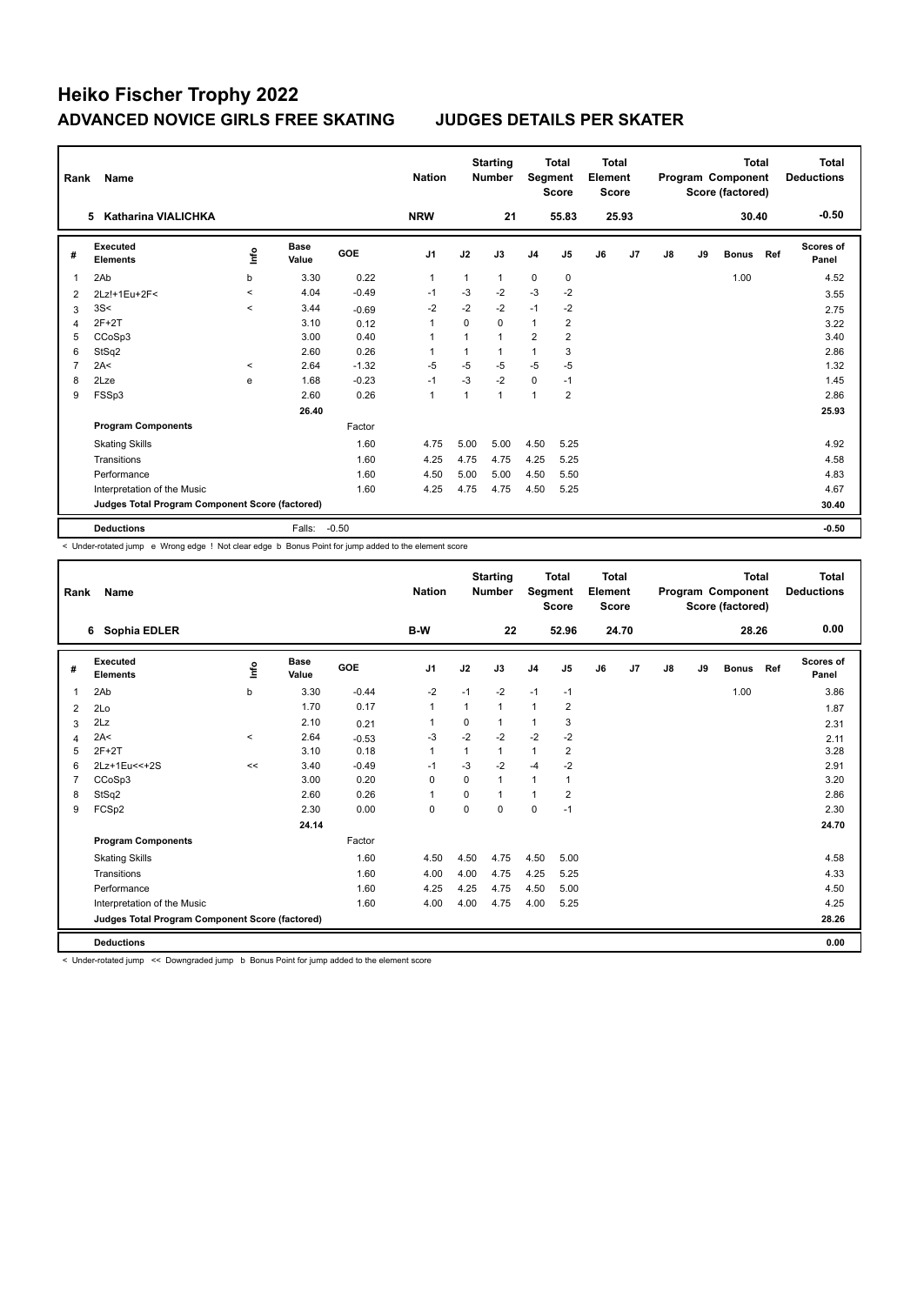# Heiko Fischer Trophy 2022

## ADVANCED NOVICE GIRLS FREE SKATING JUDGES DETAILS PER SKATER

| Rank | Name | Nation | Starting Number | Total Segment Score | Total Element Score | Total Program Component Score (factored) | Total Deductions |
|---|---|---|---|---|---|---|---|
| 5 | Katharina VIALICHKA | NRW | 21 | 55.83 | 25.93 | 30.40 | -0.50 |

| # | Executed Elements | Info | Base Value | GOE | J1 | J2 | J3 | J4 | J5 | J6 | J7 | J8 | J9 | Bonus | Ref | Scores of Panel |
|---|---|---|---|---|---|---|---|---|---|---|---|---|---|---|---|---|
| 1 | 2Ab | b | 3.30 | 0.22 | 1 | 1 | 1 | 0 | 0 | | | | | 1.00 | | 4.52 |
| 2 | 2Lz!+1Eu+2F< | < | 4.04 | -0.49 | -1 | -3 | -2 | -3 | -2 | | | | | | | 3.55 |
| 3 | 3S< | < | 3.44 | -0.69 | -2 | -2 | -2 | -1 | -2 | | | | | | | 2.75 |
| 4 | 2F+2T | | 3.10 | 0.12 | 1 | 0 | 0 | 1 | 2 | | | | | | | 3.22 |
| 5 | CCoSp3 | | 3.00 | 0.40 | 1 | 1 | 1 | 2 | 2 | | | | | | | 3.40 |
| 6 | StSq2 | | 2.60 | 0.26 | 1 | 1 | 1 | 1 | 3 | | | | | | | 2.86 |
| 7 | 2A< | < | 2.64 | -1.32 | -5 | -5 | -5 | -5 | -5 | | | | | | | 1.32 |
| 8 | 2Lze | e | 1.68 | -0.23 | -1 | -3 | -2 | 0 | -1 | | | | | | | 1.45 |
| 9 | FSSp3 | | 2.60 | 0.26 | 1 | 1 | 1 | 1 | 2 | | | | | | | 2.86 |
| | | | 26.40 | | | | | | | | | | | | | 25.93 |
| | **Program Components** | | | Factor | | | | | | | | | | | | |
| | Skating Skills | | | 1.60 | 4.75 | 5.00 | 5.00 | 4.50 | 5.25 | | | | | | | 4.92 |
| | Transitions | | | 1.60 | 4.25 | 4.75 | 4.75 | 4.25 | 5.25 | | | | | | | 4.58 |
| | Performance | | | 1.60 | 4.50 | 5.00 | 5.00 | 4.50 | 5.50 | | | | | | | 4.83 |
| | Interpretation of the Music | | | 1.60 | 4.25 | 4.75 | 4.75 | 4.50 | 5.25 | | | | | | | 4.67 |
| | **Judges Total Program Component Score (factored)** | | | | | | | | | | | | | | | 30.40 |
| | **Deductions** | | Falls: | -0.50 | | | | | | | | | | | | -0.50 |

< Under-rotated jump e Wrong edge ! Not clear edge b Bonus Point for jump added to the element score

| Rank | Name | Nation | Starting Number | Total Segment Score | Total Element Score | Total Program Component Score (factored) | Total Deductions |
|---|---|---|---|---|---|---|---|
| 6 | Sophia EDLER | B-W | 22 | 52.96 | 24.70 | 28.26 | 0.00 |

| # | Executed Elements | Info | Base Value | GOE | J1 | J2 | J3 | J4 | J5 | J6 | J7 | J8 | J9 | Bonus | Ref | Scores of Panel |
|---|---|---|---|---|---|---|---|---|---|---|---|---|---|---|---|---|
| 1 | 2Ab | b | 3.30 | -0.44 | -2 | -1 | -2 | -1 | -1 | | | | | 1.00 | | 3.86 |
| 2 | 2Lo | | 1.70 | 0.17 | 1 | 1 | 1 | 1 | 2 | | | | | | | 1.87 |
| 3 | 2Lz | | 2.10 | 0.21 | 1 | 0 | 1 | 1 | 3 | | | | | | | 2.31 |
| 4 | 2A< | < | 2.64 | -0.53 | -3 | -2 | -2 | -2 | -2 | | | | | | | 2.11 |
| 5 | 2F+2T | | 3.10 | 0.18 | 1 | 1 | 1 | 1 | 2 | | | | | | | 3.28 |
| 6 | 2Lz+1Eu<<+2S | << | 3.40 | -0.49 | -1 | -3 | -2 | -4 | -2 | | | | | | | 2.91 |
| 7 | CCoSp3 | | 3.00 | 0.20 | 0 | 0 | 1 | 1 | 1 | | | | | | | 3.20 |
| 8 | StSq2 | | 2.60 | 0.26 | 1 | 0 | 1 | 1 | 2 | | | | | | | 2.86 |
| 9 | FCSp2 | | 2.30 | 0.00 | 0 | 0 | 0 | 0 | -1 | | | | | | | 2.30 |
| | | | 24.14 | | | | | | | | | | | | | 24.70 |
| | **Program Components** | | | Factor | | | | | | | | | | | | |
| | Skating Skills | | | 1.60 | 4.50 | 4.50 | 4.75 | 4.50 | 5.00 | | | | | | | 4.58 |
| | Transitions | | | 1.60 | 4.00 | 4.00 | 4.75 | 4.25 | 5.25 | | | | | | | 4.33 |
| | Performance | | | 1.60 | 4.25 | 4.25 | 4.75 | 4.50 | 5.00 | | | | | | | 4.50 |
| | Interpretation of the Music | | | 1.60 | 4.00 | 4.00 | 4.75 | 4.00 | 5.25 | | | | | | | 4.25 |
| | **Judges Total Program Component Score (factored)** | | | | | | | | | | | | | | | 28.26 |
| | **Deductions** | | | | | | | | | | | | | | | 0.00 |

< Under-rotated jump << Downgraded jump b Bonus Point for jump added to the element score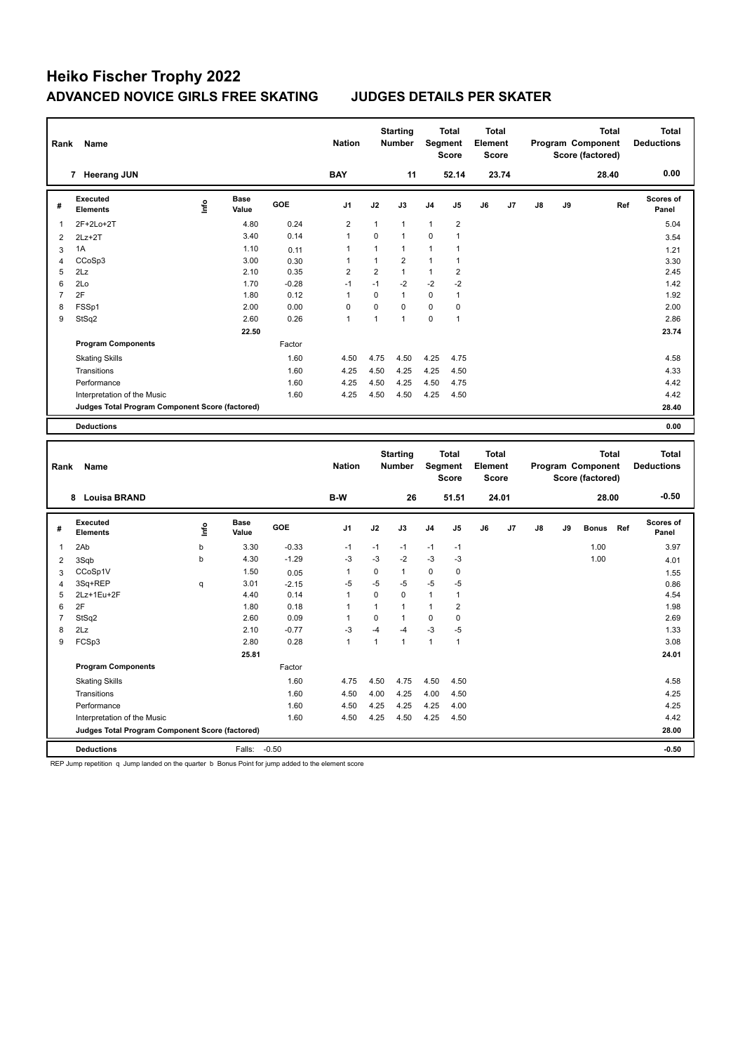# Heiko Fischer Trophy 2022

## ADVANCED NOVICE GIRLS FREE SKATING JUDGES DETAILS PER SKATER

| Rank | Name | Nation | Starting Number | Total Segment Score | Total Element Score | Total Program Component Score (factored) | Total Deductions |
|---|---|---|---|---|---|---|---|
| 7 | Heerang JUN | BAY | 11 | 52.14 | 23.74 | 28.40 | 0.00 |

| # | Executed Elements | Info | Base Value | GOE | J1 | J2 | J3 | J4 | J5 | J6 | J7 | J8 | J9 | Ref | Scores of Panel |
|---|---|---|---|---|---|---|---|---|---|---|---|---|---|---|---|
| 1 | 2F+2Lo+2T | | 4.80 | 0.24 | 2 | 1 | 1 | 1 | 2 | | | | | | 5.04 |
| 2 | 2Lz+2T | | 3.40 | 0.14 | 1 | 0 | 1 | 0 | 1 | | | | | | 3.54 |
| 3 | 1A | | 1.10 | 0.11 | 1 | 1 | 1 | 1 | 1 | | | | | | 1.21 |
| 4 | CCoSp3 | | 3.00 | 0.30 | 1 | 1 | 2 | 1 | 1 | | | | | | 3.30 |
| 5 | 2Lz | | 2.10 | 0.35 | 2 | 2 | 1 | 1 | 2 | | | | | | 2.45 |
| 6 | 2Lo | | 1.70 | -0.28 | -1 | -1 | -2 | -2 | -2 | | | | | | 1.42 |
| 7 | 2F | | 1.80 | 0.12 | 1 | 0 | 1 | 0 | 1 | | | | | | 1.92 |
| 8 | FSSp1 | | 2.00 | 0.00 | 0 | 0 | 0 | 0 | 0 | | | | | | 2.00 |
| 9 | StSq2 | | 2.60 | 0.26 | 1 | 1 | 1 | 0 | 1 | | | | | | 2.86 |
| | | | 22.50 | | | | | | | | | | | | 23.74 |
| | **Program Components** | | | Factor | | | | | | | | | | | |
| | Skating Skills | | | 1.60 | 4.50 | 4.75 | 4.50 | 4.25 | 4.75 | | | | | | 4.58 |
| | Transitions | | | 1.60 | 4.25 | 4.50 | 4.25 | 4.25 | 4.50 | | | | | | 4.33 |
| | Performance | | | 1.60 | 4.25 | 4.50 | 4.25 | 4.50 | 4.75 | | | | | | 4.42 |
| | Interpretation of the Music | | | 1.60 | 4.25 | 4.50 | 4.50 | 4.25 | 4.50 | | | | | | 4.42 |
| | **Judges Total Program Component Score (factored)** | | | | | | | | | | | | | | 28.40 |
| | **Deductions** | | | | | | | | | | | | | | 0.00 |

| Rank | Name | Nation | Starting Number | Total Segment Score | Total Element Score | Total Program Component Score (factored) | Total Deductions |
|---|---|---|---|---|---|---|---|
| 8 | Louisa BRAND | B-W | 26 | 51.51 | 24.01 | 28.00 | -0.50 |

| # | Executed Elements | Info | Base Value | GOE | J1 | J2 | J3 | J4 | J5 | J6 | J7 | J8 | J9 | Bonus | Ref | Scores of Panel |
|---|---|---|---|---|---|---|---|---|---|---|---|---|---|---|---|---|
| 1 | 2Ab | b | 3.30 | -0.33 | -1 | -1 | -1 | -1 | -1 | | | | | 1.00 | | 3.97 |
| 2 | 3Sqb | b | 4.30 | -1.29 | -3 | -3 | -2 | -3 | -3 | | | | | 1.00 | | 4.01 |
| 3 | CCoSp1V | | 1.50 | 0.05 | 1 | 0 | 1 | 0 | 0 | | | | | | | 1.55 |
| 4 | 3Sq+REP | q | 3.01 | -2.15 | -5 | -5 | -5 | -5 | -5 | | | | | | | 0.86 |
| 5 | 2Lz+1Eu+2F | | 4.40 | 0.14 | 1 | 0 | 0 | 1 | 1 | | | | | | | 4.54 |
| 6 | 2F | | 1.80 | 0.18 | 1 | 1 | 1 | 1 | 2 | | | | | | | 1.98 |
| 7 | StSq2 | | 2.60 | 0.09 | 1 | 0 | 1 | 0 | 0 | | | | | | | 2.69 |
| 8 | 2Lz | | 2.10 | -0.77 | -3 | -4 | -4 | -3 | -5 | | | | | | | 1.33 |
| 9 | FCSp3 | | 2.80 | 0.28 | 1 | 1 | 1 | 1 | 1 | | | | | | | 3.08 |
| | | | 25.81 | | | | | | | | | | | | | 24.01 |
| | **Program Components** | | | Factor | | | | | | | | | | | | |
| | Skating Skills | | | 1.60 | 4.75 | 4.50 | 4.75 | 4.50 | 4.50 | | | | | | | 4.58 |
| | Transitions | | | 1.60 | 4.50 | 4.00 | 4.25 | 4.00 | 4.50 | | | | | | | 4.25 |
| | Performance | | | 1.60 | 4.50 | 4.25 | 4.25 | 4.25 | 4.00 | | | | | | | 4.25 |
| | Interpretation of the Music | | | 1.60 | 4.50 | 4.25 | 4.50 | 4.25 | 4.50 | | | | | | | 4.42 |
| | **Judges Total Program Component Score (factored)** | | | | | | | | | | | | | | | 28.00 |
| | **Deductions** | | Falls: | -0.50 | | | | | | | | | | | | -0.50 |

REP Jump repetition q Jump landed on the quarter b Bonus Point for jump added to the element score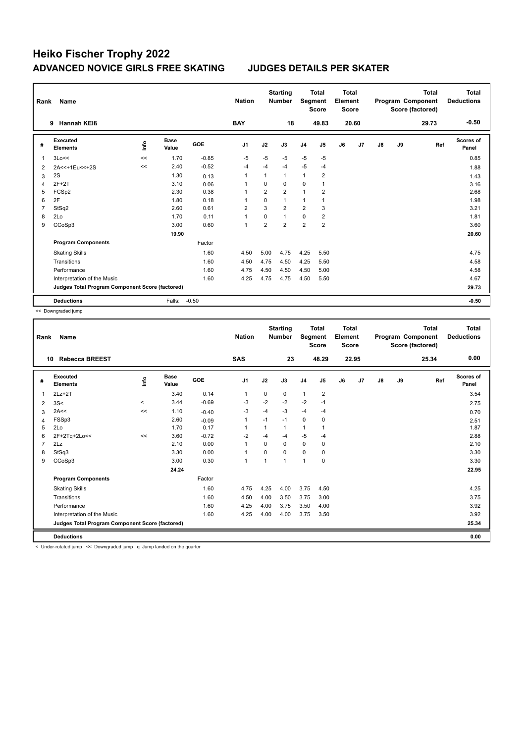# Heiko Fischer Trophy 2022

## ADVANCED NOVICE GIRLS FREE SKATING JUDGES DETAILS PER SKATER

| Rank | Name | Nation | Starting Number | Total Segment Score | Total Element Score | Total Program Component Score (factored) | Total Deductions |
|---|---|---|---|---|---|---|---|
| 9 | Hannah KEIß | BAY | 18 | 49.83 | 20.60 | 29.73 | -0.50 |

| # | Executed Elements | Info | Base Value | GOE | J1 | J2 | J3 | J4 | J5 | J6 | J7 | J8 | J9 | Ref | Scores of Panel |
|---|---|---|---|---|---|---|---|---|---|---|---|---|---|---|---|
| 1 | 3Lo<< | << | 1.70 | -0.85 | -5 | -5 | -5 | -5 | -5 | | | | | | 0.85 |
| 2 | 2A<<+1Eu<<+2S | << | 2.40 | -0.52 | -4 | -4 | -4 | -5 | -4 | | | | | | 1.88 |
| 3 | 2S | | 1.30 | 0.13 | 1 | 1 | 1 | 1 | 2 | | | | | | 1.43 |
| 4 | 2F+2T | | 3.10 | 0.06 | 1 | 0 | 0 | 0 | 1 | | | | | | 3.16 |
| 5 | FCSp2 | | 2.30 | 0.38 | 1 | 2 | 2 | 1 | 2 | | | | | | 2.68 |
| 6 | 2F | | 1.80 | 0.18 | 1 | 0 | 1 | 1 | 1 | | | | | | 1.98 |
| 7 | StSq2 | | 2.60 | 0.61 | 2 | 3 | 2 | 2 | 3 | | | | | | 3.21 |
| 8 | 2Lo | | 1.70 | 0.11 | 1 | 0 | 1 | 0 | 2 | | | | | | 1.81 |
| 9 | CCoSp3 | | 3.00 | 0.60 | 1 | 2 | 2 | 2 | 2 | | | | | | 3.60 |
| | | | 19.90 | | | | | | | | | | | | 20.60 |
| | **Program Components** | | | Factor | | | | | | | | | | | |
| | Skating Skills | | | 1.60 | 4.50 | 5.00 | 4.75 | 4.25 | 5.50 | | | | | | 4.75 |
| | Transitions | | | 1.60 | 4.50 | 4.75 | 4.50 | 4.25 | 5.50 | | | | | | 4.58 |
| | Performance | | | 1.60 | 4.75 | 4.50 | 4.50 | 4.50 | 5.00 | | | | | | 4.58 |
| | Interpretation of the Music | | | 1.60 | 4.25 | 4.75 | 4.75 | 4.50 | 5.50 | | | | | | 4.67 |
| | **Judges Total Program Component Score (factored)** | | | | | | | | | | | | | | 29.73 |
| | **Deductions** | | Falls: | -0.50 | | | | | | | | | | | -0.50 |

<< Downgraded jump

| Rank | Name | Nation | Starting Number | Total Segment Score | Total Element Score | Total Program Component Score (factored) | Total Deductions |
|---|---|---|---|---|---|---|---|
| 10 | Rebecca BREEST | SAS | 23 | 48.29 | 22.95 | 25.34 | 0.00 |

| # | Executed Elements | Info | Base Value | GOE | J1 | J2 | J3 | J4 | J5 | J6 | J7 | J8 | J9 | Ref | Scores of Panel |
|---|---|---|---|---|---|---|---|---|---|---|---|---|---|---|---|
| 1 | 2Lz+2T | | 3.40 | 0.14 | 1 | 0 | 0 | 1 | 2 | | | | | | 3.54 |
| 2 | 3S< | < | 3.44 | -0.69 | -3 | -2 | -2 | -2 | -1 | | | | | | 2.75 |
| 3 | 2A<< | << | 1.10 | -0.40 | -3 | -4 | -3 | -4 | -4 | | | | | | 0.70 |
| 4 | FSSp3 | | 2.60 | -0.09 | 1 | -1 | -1 | 0 | 0 | | | | | | 2.51 |
| 5 | 2Lo | | 1.70 | 0.17 | 1 | 1 | 1 | 1 | 1 | | | | | | 1.87 |
| 6 | 2F+2Tq+2Lo<< | << | 3.60 | -0.72 | -2 | -4 | -4 | -5 | -4 | | | | | | 2.88 |
| 7 | 2Lz | | 2.10 | 0.00 | 1 | 0 | 0 | 0 | 0 | | | | | | 2.10 |
| 8 | StSq3 | | 3.30 | 0.00 | 1 | 0 | 0 | 0 | 0 | | | | | | 3.30 |
| 9 | CCoSp3 | | 3.00 | 0.30 | 1 | 1 | 1 | 1 | 0 | | | | | | 3.30 |
| | | | 24.24 | | | | | | | | | | | | 22.95 |
| | **Program Components** | | | Factor | | | | | | | | | | | |
| | Skating Skills | | | 1.60 | 4.75 | 4.25 | 4.00 | 3.75 | 4.50 | | | | | | 4.25 |
| | Transitions | | | 1.60 | 4.50 | 4.00 | 3.50 | 3.75 | 3.00 | | | | | | 3.75 |
| | Performance | | | 1.60 | 4.25 | 4.00 | 3.75 | 3.50 | 4.00 | | | | | | 3.92 |
| | Interpretation of the Music | | | 1.60 | 4.25 | 4.00 | 4.00 | 3.75 | 3.50 | | | | | | 3.92 |
| | **Judges Total Program Component Score (factored)** | | | | | | | | | | | | | | 25.34 |
| | **Deductions** | | | | | | | | | | | | | | 0.00 |

< Under-rotated jump << Downgraded jump q Jump landed on the quarter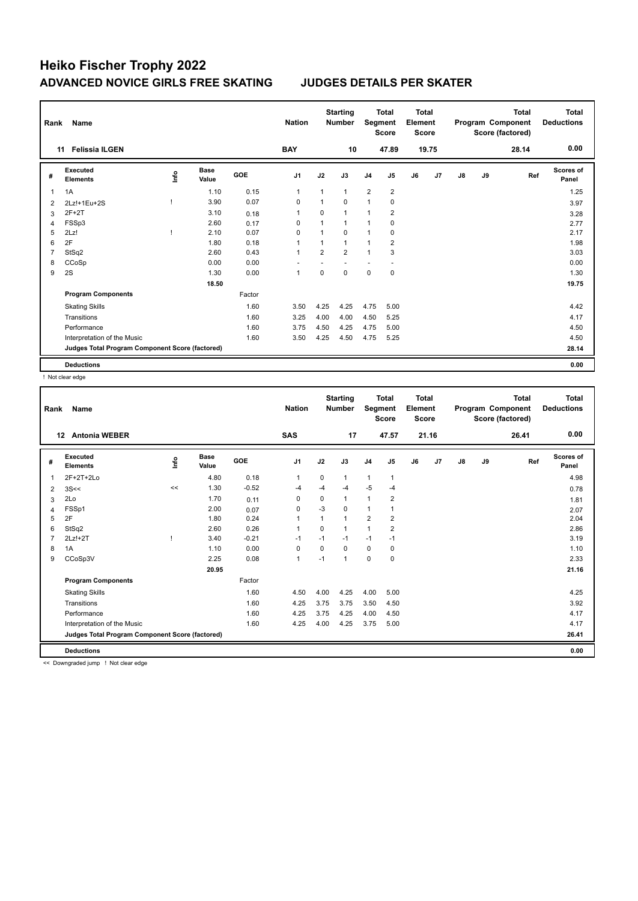# Heiko Fischer Trophy 2022

## ADVANCED NOVICE GIRLS FREE SKATING JUDGES DETAILS PER SKATER

| Rank | Name | Nation | Starting Number | Total Segment Score | Total Element Score | Total Program Component Score (factored) | Total Deductions |
|---|---|---|---|---|---|---|---|
| 11 | Felissia ILGEN | BAY | 10 | 47.89 | 19.75 | 28.14 | 0.00 |

| # | Executed Elements | Info | Base Value | GOE | J1 | J2 | J3 | J4 | J5 | J6 | J7 | J8 | J9 | Ref | Scores of Panel |
|---|---|---|---|---|---|---|---|---|---|---|---|---|---|---|---|
| 1 | 1A | | 1.10 | 0.15 | 1 | 1 | 1 | 2 | 2 | | | | | | 1.25 |
| 2 | 2Lz!+1Eu+2S | ! | 3.90 | 0.07 | 0 | 1 | 0 | 1 | 0 | | | | | | 3.97 |
| 3 | 2F+2T | | 3.10 | 0.18 | 1 | 0 | 1 | 1 | 2 | | | | | | 3.28 |
| 4 | FSSp3 | | 2.60 | 0.17 | 0 | 1 | 1 | 1 | 0 | | | | | | 2.77 |
| 5 | 2Lz! | ! | 2.10 | 0.07 | 0 | 1 | 0 | 1 | 0 | | | | | | 2.17 |
| 6 | 2F | | 1.80 | 0.18 | 1 | 1 | 1 | 1 | 2 | | | | | | 1.98 |
| 7 | StSq2 | | 2.60 | 0.43 | 1 | 2 | 2 | 1 | 3 | | | | | | 3.03 |
| 8 | CCoSp | | 0.00 | 0.00 | - | - | - | - | - | | | | | | 0.00 |
| 9 | 2S | | 1.30 | 0.00 | 1 | 0 | 0 | 0 | 0 | | | | | | 1.30 |
| | | | 18.50 | | | | | | | | | | | | 19.75 |
| | **Program Components** | | | Factor | | | | | | | | | | | |
| | Skating Skills | | | 1.60 | 3.50 | 4.25 | 4.25 | 4.75 | 5.00 | | | | | | 4.42 |
| | Transitions | | | 1.60 | 3.25 | 4.00 | 4.00 | 4.50 | 5.25 | | | | | | 4.17 |
| | Performance | | | 1.60 | 3.75 | 4.50 | 4.25 | 4.75 | 5.00 | | | | | | 4.50 |
| | Interpretation of the Music | | | 1.60 | 3.50 | 4.25 | 4.50 | 4.75 | 5.25 | | | | | | 4.50 |
| | **Judges Total Program Component Score (factored)** | | | | | | | | | | | | | | 28.14 |
| | **Deductions** | | | | | | | | | | | | | | 0.00 |

! Not clear edge

| Rank | Name | Nation | Starting Number | Total Segment Score | Total Element Score | Total Program Component Score (factored) | Total Deductions |
|---|---|---|---|---|---|---|---|
| 12 | Antonia WEBER | SAS | 17 | 47.57 | 21.16 | 26.41 | 0.00 |

| # | Executed Elements | Info | Base Value | GOE | J1 | J2 | J3 | J4 | J5 | J6 | J7 | J8 | J9 | Ref | Scores of Panel |
|---|---|---|---|---|---|---|---|---|---|---|---|---|---|---|---|
| 1 | 2F+2T+2Lo | | 4.80 | 0.18 | 1 | 0 | 1 | 1 | 1 | | | | | | 4.98 |
| 2 | 3S<< | << | 1.30 | -0.52 | -4 | -4 | -4 | -5 | -4 | | | | | | 0.78 |
| 3 | 2Lo | | 1.70 | 0.11 | 0 | 0 | 1 | 1 | 2 | | | | | | 1.81 |
| 4 | FSSp1 | | 2.00 | 0.07 | 0 | -3 | 0 | 1 | 1 | | | | | | 2.07 |
| 5 | 2F | | 1.80 | 0.24 | 1 | 1 | 1 | 2 | 2 | | | | | | 2.04 |
| 6 | StSq2 | | 2.60 | 0.26 | 1 | 0 | 1 | 1 | 2 | | | | | | 2.86 |
| 7 | 2Lz!+2T | ! | 3.40 | -0.21 | -1 | -1 | -1 | -1 | -1 | | | | | | 3.19 |
| 8 | 1A | | 1.10 | 0.00 | 0 | 0 | 0 | 0 | 0 | | | | | | 1.10 |
| 9 | CCoSp3V | | 2.25 | 0.08 | 1 | -1 | 1 | 0 | 0 | | | | | | 2.33 |
| | | | 20.95 | | | | | | | | | | | | 21.16 |
| | **Program Components** | | | Factor | | | | | | | | | | | |
| | Skating Skills | | | 1.60 | 4.50 | 4.00 | 4.25 | 4.00 | 5.00 | | | | | | 4.25 |
| | Transitions | | | 1.60 | 4.25 | 3.75 | 3.75 | 3.50 | 4.50 | | | | | | 3.92 |
| | Performance | | | 1.60 | 4.25 | 3.75 | 4.25 | 4.00 | 4.50 | | | | | | 4.17 |
| | Interpretation of the Music | | | 1.60 | 4.25 | 4.00 | 4.25 | 3.75 | 5.00 | | | | | | 4.17 |
| | **Judges Total Program Component Score (factored)** | | | | | | | | | | | | | | 26.41 |
| | **Deductions** | | | | | | | | | | | | | | 0.00 |

<< Downgraded jump ! Not clear edge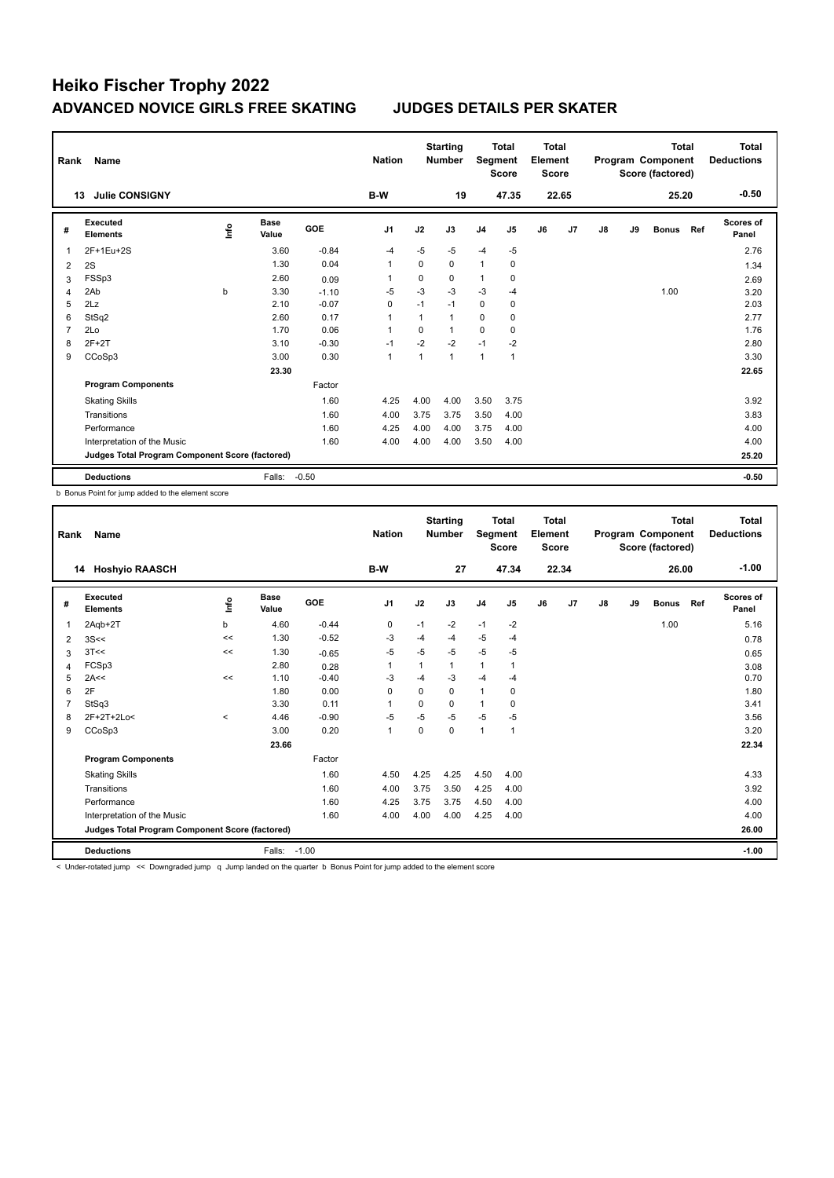# Heiko Fischer Trophy 2022

## ADVANCED NOVICE GIRLS FREE SKATING — JUDGES DETAILS PER SKATER

| Rank | Name | Nation | Starting Number | Total Segment Score | Total Element Score | Total Program Component Score (factored) | Total Deductions |
|---|---|---|---|---|---|---|---|
| 13 | Julie CONSIGNY | B-W | 19 | 47.35 | 22.65 | 25.20 | -0.50 |

| # | Executed Elements | Info | Base Value | GOE | J1 | J2 | J3 | J4 | J5 | J6 | J7 | J8 | J9 | Bonus | Ref | Scores of Panel |
|---|---|---|---|---|---|---|---|---|---|---|---|---|---|---|---|---|
| 1 | 2F+1Eu+2S | | 3.60 | -0.84 | -4 | -5 | -5 | -4 | -5 | | | | | | | 2.76 |
| 2 | 2S | | 1.30 | 0.04 | 1 | 0 | 0 | 1 | 0 | | | | | | | 1.34 |
| 3 | FSSp3 | | 2.60 | 0.09 | 1 | 0 | 0 | 1 | 0 | | | | | | | 2.69 |
| 4 | 2Ab | b | 3.30 | -1.10 | -5 | -3 | -3 | -3 | -4 | | | | | 1.00 | | 3.20 |
| 5 | 2Lz | | 2.10 | -0.07 | 0 | -1 | -1 | 0 | 0 | | | | | | | 2.03 |
| 6 | StSq2 | | 2.60 | 0.17 | 1 | 1 | 1 | 0 | 0 | | | | | | | 2.77 |
| 7 | 2Lo | | 1.70 | 0.06 | 1 | 0 | 1 | 0 | 0 | | | | | | | 1.76 |
| 8 | 2F+2T | | 3.10 | -0.30 | -1 | -2 | -2 | -1 | -2 | | | | | | | 2.80 |
| 9 | CCoSp3 | | 3.00 | 0.30 | 1 | 1 | 1 | 1 | 1 | | | | | | | 3.30 |
| | | | 23.30 | | | | | | | | | | | | | 22.65 |
| | **Program Components** | | | Factor | | | | | | | | | | | | |
| | Skating Skills | | | 1.60 | 4.25 | 4.00 | 4.00 | 3.50 | 3.75 | | | | | | | 3.92 |
| | Transitions | | | 1.60 | 4.00 | 3.75 | 3.75 | 3.50 | 4.00 | | | | | | | 3.83 |
| | Performance | | | 1.60 | 4.25 | 4.00 | 4.00 | 3.75 | 4.00 | | | | | | | 4.00 |
| | Interpretation of the Music | | | 1.60 | 4.00 | 4.00 | 4.00 | 3.50 | 4.00 | | | | | | | 4.00 |
| | **Judges Total Program Component Score (factored)** | | | | | | | | | | | | | | | 25.20 |
| | **Deductions** | | Falls: | -0.50 | | | | | | | | | | | | -0.50 |

b Bonus Point for jump added to the element score

| Rank | Name | Nation | Starting Number | Total Segment Score | Total Element Score | Total Program Component Score (factored) | Total Deductions |
|---|---|---|---|---|---|---|---|
| 14 | Hoshyio RAASCH | B-W | 27 | 47.34 | 22.34 | 26.00 | -1.00 |

| # | Executed Elements | Info | Base Value | GOE | J1 | J2 | J3 | J4 | J5 | J6 | J7 | J8 | J9 | Bonus | Ref | Scores of Panel |
|---|---|---|---|---|---|---|---|---|---|---|---|---|---|---|---|---|
| 1 | 2Aqb+2T | b | 4.60 | -0.44 | 0 | -1 | -2 | -1 | -2 | | | | | 1.00 | | 5.16 |
| 2 | 3S<< | << | 1.30 | -0.52 | -3 | -4 | -4 | -5 | -4 | | | | | | | 0.78 |
| 3 | 3T<< | << | 1.30 | -0.65 | -5 | -5 | -5 | -5 | -5 | | | | | | | 0.65 |
| 4 | FCSp3 | | 2.80 | 0.28 | 1 | 1 | 1 | 1 | 1 | | | | | | | 3.08 |
| 5 | 2A<< | << | 1.10 | -0.40 | -3 | -4 | -3 | -4 | -4 | | | | | | | 0.70 |
| 6 | 2F | | 1.80 | 0.00 | 0 | 0 | 0 | 1 | 0 | | | | | | | 1.80 |
| 7 | StSq3 | | 3.30 | 0.11 | 1 | 0 | 0 | 1 | 0 | | | | | | | 3.41 |
| 8 | 2F+2T+2Lo< | < | 4.46 | -0.90 | -5 | -5 | -5 | -5 | -5 | | | | | | | 3.56 |
| 9 | CCoSp3 | | 3.00 | 0.20 | 1 | 0 | 0 | 1 | 1 | | | | | | | 3.20 |
| | | | 23.66 | | | | | | | | | | | | | 22.34 |
| | **Program Components** | | | Factor | | | | | | | | | | | | |
| | Skating Skills | | | 1.60 | 4.50 | 4.25 | 4.25 | 4.50 | 4.00 | | | | | | | 4.33 |
| | Transitions | | | 1.60 | 4.00 | 3.75 | 3.50 | 4.25 | 4.00 | | | | | | | 3.92 |
| | Performance | | | 1.60 | 4.25 | 3.75 | 3.75 | 4.50 | 4.00 | | | | | | | 4.00 |
| | Interpretation of the Music | | | 1.60 | 4.00 | 4.00 | 4.00 | 4.25 | 4.00 | | | | | | | 4.00 |
| | **Judges Total Program Component Score (factored)** | | | | | | | | | | | | | | | 26.00 |
| | **Deductions** | | Falls: | -1.00 | | | | | | | | | | | | -1.00 |

< Under-rotated jump << Downgraded jump q Jump landed on the quarter b Bonus Point for jump added to the element score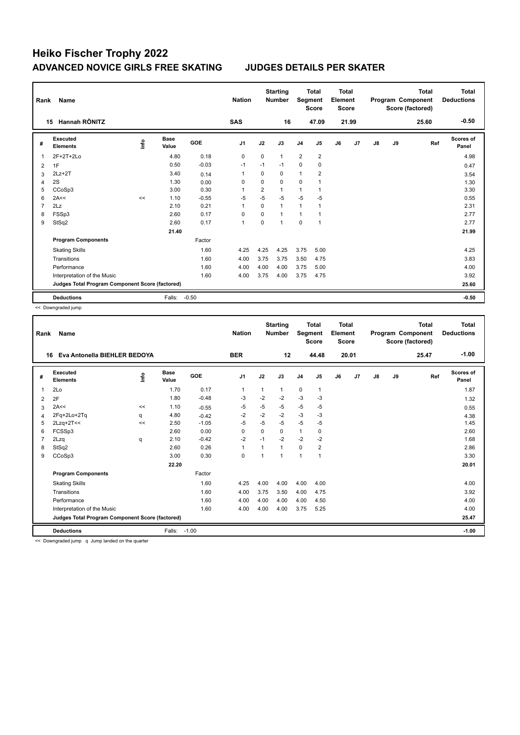# Heiko Fischer Trophy 2022

## ADVANCED NOVICE GIRLS FREE SKATING JUDGES DETAILS PER SKATER

| Rank | Name | Nation | Starting Number | Total Segment Score | Total Element Score | Total Program Component Score (factored) | Total Deductions |
|---|---|---|---|---|---|---|---|
| 15 | Hannah RÖNITZ | SAS | 16 | 47.09 | 21.99 | 25.60 | -0.50 |

| # | Executed Elements | Info | Base Value | GOE | J1 | J2 | J3 | J4 | J5 | J6 | J7 | J8 | J9 | Ref | Scores of Panel |
|---|---|---|---|---|---|---|---|---|---|---|---|---|---|---|---|
| 1 | 2F+2T+2Lo | | 4.80 | 0.18 | 0 | 0 | 1 | 2 | 2 | | | | | | 4.98 |
| 2 | 1F | | 0.50 | -0.03 | -1 | -1 | -1 | 0 | 0 | | | | | | 0.47 |
| 3 | 2Lz+2T | | 3.40 | 0.14 | 1 | 0 | 0 | 1 | 2 | | | | | | 3.54 |
| 4 | 2S | | 1.30 | 0.00 | 0 | 0 | 0 | 0 | 1 | | | | | | 1.30 |
| 5 | CCoSp3 | | 3.00 | 0.30 | 1 | 2 | 1 | 1 | 1 | | | | | | 3.30 |
| 6 | 2A<< | << | 1.10 | -0.55 | -5 | -5 | -5 | -5 | -5 | | | | | | 0.55 |
| 7 | 2Lz | | 2.10 | 0.21 | 1 | 0 | 1 | 1 | 1 | | | | | | 2.31 |
| 8 | FSSp3 | | 2.60 | 0.17 | 0 | 0 | 1 | 1 | 1 | | | | | | 2.77 |
| 9 | StSq2 | | 2.60 | 0.17 | 1 | 0 | 1 | 0 | 1 | | | | | | 2.77 |
| | | | 21.40 | | | | | | | | | | | | 21.99 |
| | **Program Components** | | | Factor | | | | | | | | | | | |
| | Skating Skills | | | 1.60 | 4.25 | 4.25 | 4.25 | 3.75 | 5.00 | | | | | | 4.25 |
| | Transitions | | | 1.60 | 4.00 | 3.75 | 3.75 | 3.50 | 4.75 | | | | | | 3.83 |
| | Performance | | | 1.60 | 4.00 | 4.00 | 4.00 | 3.75 | 5.00 | | | | | | 4.00 |
| | Interpretation of the Music | | | 1.60 | 4.00 | 3.75 | 4.00 | 3.75 | 4.75 | | | | | | 3.92 |
| | **Judges Total Program Component Score (factored)** | | | | | | | | | | | | | | 25.60 |
| | **Deductions** | | Falls: | -0.50 | | | | | | | | | | | -0.50 |

<< Downgraded jump

| Rank | Name | Nation | Starting Number | Total Segment Score | Total Element Score | Total Program Component Score (factored) | Total Deductions |
|---|---|---|---|---|---|---|---|
| 16 | Eva Antonella BIEHLER BEDOYA | BER | 12 | 44.48 | 20.01 | 25.47 | -1.00 |

| # | Executed Elements | Info | Base Value | GOE | J1 | J2 | J3 | J4 | J5 | J6 | J7 | J8 | J9 | Ref | Scores of Panel |
|---|---|---|---|---|---|---|---|---|---|---|---|---|---|---|---|
| 1 | 2Lo | | 1.70 | 0.17 | 1 | 1 | 1 | 0 | 1 | | | | | | 1.87 |
| 2 | 2F | | 1.80 | -0.48 | -3 | -2 | -2 | -3 | -3 | | | | | | 1.32 |
| 3 | 2A<< | << | 1.10 | -0.55 | -5 | -5 | -5 | -5 | -5 | | | | | | 0.55 |
| 4 | 2Fq+2Lo+2Tq | q | 4.80 | -0.42 | -2 | -2 | -2 | -3 | -3 | | | | | | 4.38 |
| 5 | 2Lzq+2T<< | << | 2.50 | -1.05 | -5 | -5 | -5 | -5 | -5 | | | | | | 1.45 |
| 6 | FCSSp3 | | 2.60 | 0.00 | 0 | 0 | 0 | 1 | 0 | | | | | | 2.60 |
| 7 | 2Lzq | q | 2.10 | -0.42 | -2 | -1 | -2 | -2 | -2 | | | | | | 1.68 |
| 8 | StSq2 | | 2.60 | 0.26 | 1 | 1 | 1 | 0 | 2 | | | | | | 2.86 |
| 9 | CCoSp3 | | 3.00 | 0.30 | 0 | 1 | 1 | 1 | 1 | | | | | | 3.30 |
| | | | 22.20 | | | | | | | | | | | | 20.01 |
| | **Program Components** | | | Factor | | | | | | | | | | | |
| | Skating Skills | | | 1.60 | 4.25 | 4.00 | 4.00 | 4.00 | 4.00 | | | | | | 4.00 |
| | Transitions | | | 1.60 | 4.00 | 3.75 | 3.50 | 4.00 | 4.75 | | | | | | 3.92 |
| | Performance | | | 1.60 | 4.00 | 4.00 | 4.00 | 4.00 | 4.50 | | | | | | 4.00 |
| | Interpretation of the Music | | | 1.60 | 4.00 | 4.00 | 4.00 | 3.75 | 5.25 | | | | | | 4.00 |
| | **Judges Total Program Component Score (factored)** | | | | | | | | | | | | | | 25.47 |
| | **Deductions** | | Falls: | -1.00 | | | | | | | | | | | -1.00 |

<< Downgraded jump q Jump landed on the quarter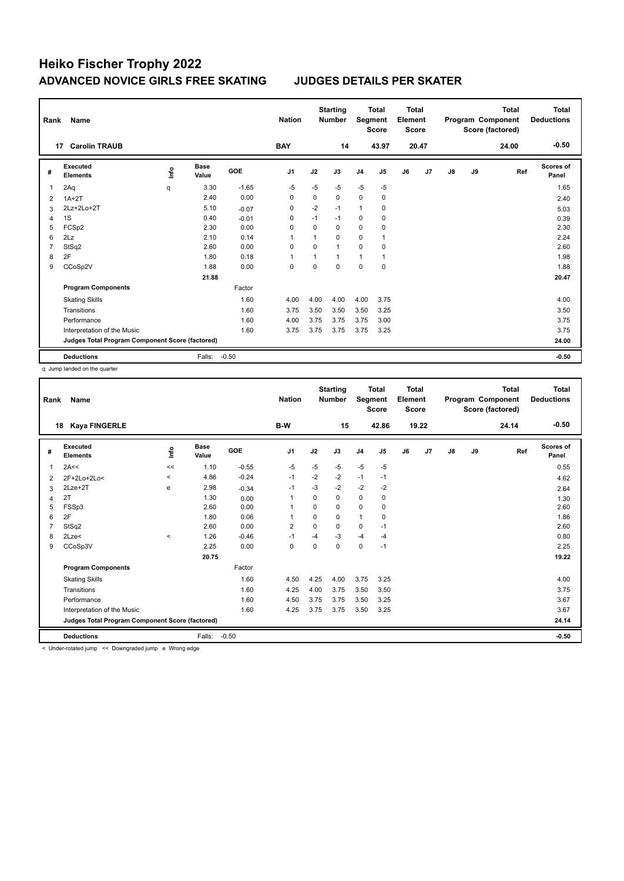# Heiko Fischer Trophy 2022

## ADVANCED NOVICE GIRLS FREE SKATING JUDGES DETAILS PER SKATER

| Rank | Name | Nation | Starting Number | Total Segment Score | Total Element Score | Total Program Component Score (factored) | Total Deductions |
|---|---|---|---|---|---|---|---|
| 17 | Carolin TRAUB | BAY | 14 | 43.97 | 20.47 | 24.00 | -0.50 |

| # | Executed Elements | Info | Base Value | GOE | J1 | J2 | J3 | J4 | J5 | J6 | J7 | J8 | J9 | Ref | Scores of Panel |
|---|---|---|---|---|---|---|---|---|---|---|---|---|---|---|---|
| 1 | 2Aq | q | 3.30 | -1.65 | -5 | -5 | -5 | -5 | -5 | | | | | | 1.65 |
| 2 | 1A+2T | | 2.40 | 0.00 | 0 | 0 | 0 | 0 | 0 | | | | | | 2.40 |
| 3 | 2Lz+2Lo+2T | | 5.10 | -0.07 | 0 | -2 | -1 | 1 | 0 | | | | | | 5.03 |
| 4 | 1S | | 0.40 | -0.01 | 0 | -1 | -1 | 0 | 0 | | | | | | 0.39 |
| 5 | FCSp2 | | 2.30 | 0.00 | 0 | 0 | 0 | 0 | 0 | | | | | | 2.30 |
| 6 | 2Lz | | 2.10 | 0.14 | 1 | 1 | 0 | 0 | 1 | | | | | | 2.24 |
| 7 | StSq2 | | 2.60 | 0.00 | 0 | 0 | 1 | 0 | 0 | | | | | | 2.60 |
| 8 | 2F | | 1.80 | 0.18 | 1 | 1 | 1 | 1 | 1 | | | | | | 1.98 |
| 9 | CCoSp2V | | 1.88 | 0.00 | 0 | 0 | 0 | 0 | 0 | | | | | | 1.88 |
| | | | 21.88 | | | | | | | | | | | | 20.47 |
| | **Program Components** | | | Factor | | | | | | | | | | | |
| | Skating Skills | | | 1.60 | 4.00 | 4.00 | 4.00 | 4.00 | 3.75 | | | | | | 4.00 |
| | Transitions | | | 1.60 | 3.75 | 3.50 | 3.50 | 3.50 | 3.25 | | | | | | 3.50 |
| | Performance | | | 1.60 | 4.00 | 3.75 | 3.75 | 3.75 | 3.00 | | | | | | 3.75 |
| | Interpretation of the Music | | | 1.60 | 3.75 | 3.75 | 3.75 | 3.75 | 3.25 | | | | | | 3.75 |
| | **Judges Total Program Component Score (factored)** | | | | | | | | | | | | | | 24.00 |
| | **Deductions** | | Falls: | -0.50 | | | | | | | | | | | -0.50 |

q Jump landed on the quarter

| Rank | Name | Nation | Starting Number | Total Segment Score | Total Element Score | Total Program Component Score (factored) | Total Deductions |
|---|---|---|---|---|---|---|---|
| 18 | Kaya FINGERLE | B-W | 15 | 42.86 | 19.22 | 24.14 | -0.50 |

| # | Executed Elements | Info | Base Value | GOE | J1 | J2 | J3 | J4 | J5 | J6 | J7 | J8 | J9 | Ref | Scores of Panel |
|---|---|---|---|---|---|---|---|---|---|---|---|---|---|---|---|
| 1 | 2A<< | << | 1.10 | -0.55 | -5 | -5 | -5 | -5 | -5 | | | | | | 0.55 |
| 2 | 2F+2Lo+2Lo< | < | 4.86 | -0.24 | -1 | -2 | -2 | -1 | -1 | | | | | | 4.62 |
| 3 | 2Lze+2T | e | 2.98 | -0.34 | -1 | -3 | -2 | -2 | -2 | | | | | | 2.64 |
| 4 | 2T | | 1.30 | 0.00 | 1 | 0 | 0 | 0 | 0 | | | | | | 1.30 |
| 5 | FSSp3 | | 2.60 | 0.00 | 1 | 0 | 0 | 0 | 0 | | | | | | 2.60 |
| 6 | 2F | | 1.80 | 0.06 | 1 | 0 | 0 | 1 | 0 | | | | | | 1.86 |
| 7 | StSq2 | | 2.60 | 0.00 | 2 | 0 | 0 | 0 | -1 | | | | | | 2.60 |
| 8 | 2Lze< | < | 1.26 | -0.46 | -1 | -4 | -3 | -4 | -4 | | | | | | 0.80 |
| 9 | CCoSp3V | | 2.25 | 0.00 | 0 | 0 | 0 | 0 | -1 | | | | | | 2.25 |
| | | | 20.75 | | | | | | | | | | | | 19.22 |
| | **Program Components** | | | Factor | | | | | | | | | | | |
| | Skating Skills | | | 1.60 | 4.50 | 4.25 | 4.00 | 3.75 | 3.25 | | | | | | 4.00 |
| | Transitions | | | 1.60 | 4.25 | 4.00 | 3.75 | 3.50 | 3.50 | | | | | | 3.75 |
| | Performance | | | 1.60 | 4.50 | 3.75 | 3.75 | 3.50 | 3.25 | | | | | | 3.67 |
| | Interpretation of the Music | | | 1.60 | 4.25 | 3.75 | 3.75 | 3.50 | 3.25 | | | | | | 3.67 |
| | **Judges Total Program Component Score (factored)** | | | | | | | | | | | | | | 24.14 |
| | **Deductions** | | Falls: | -0.50 | | | | | | | | | | | -0.50 |

< Under-rotated jump << Downgraded jump e Wrong edge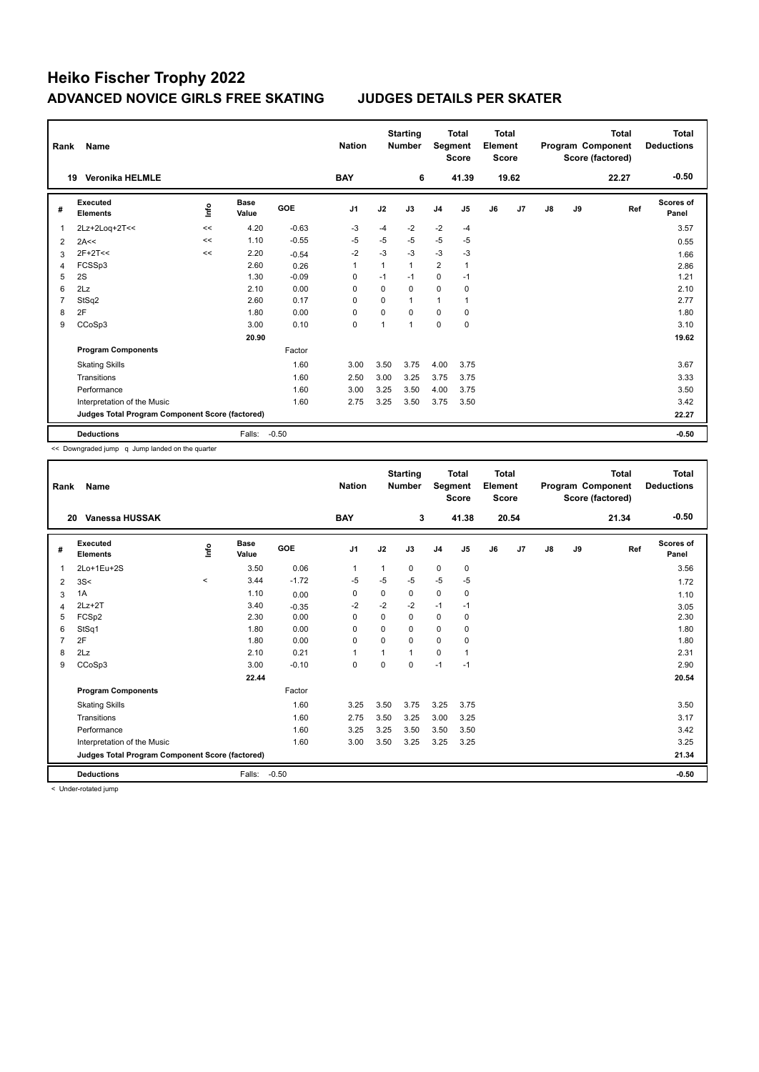# Heiko Fischer Trophy 2022

## ADVANCED NOVICE GIRLS FREE SKATING JUDGES DETAILS PER SKATER

| Rank | Name | Nation | Starting Number | Total Segment Score | Total Element Score | Total Program Component Score (factored) | Total Deductions |
|---|---|---|---|---|---|---|---|
| 19 | Veronika HELMLE | BAY | 6 | 41.39 | 19.62 | 22.27 | -0.50 |

| # | Executed Elements | Info | Base Value | GOE | J1 | J2 | J3 | J4 | J5 | J6 | J7 | J8 | J9 | Ref | Scores of Panel |
|---|---|---|---|---|---|---|---|---|---|---|---|---|---|---|---|
| 1 | 2Lz+2Loq+2T<< | << | 4.20 | -0.63 | -3 | -4 | -2 | -2 | -4 | | | | | | 3.57 |
| 2 | 2A<< | << | 1.10 | -0.55 | -5 | -5 | -5 | -5 | -5 | | | | | | 0.55 |
| 3 | 2F+2T<< | << | 2.20 | -0.54 | -2 | -3 | -3 | -3 | -3 | | | | | | 1.66 |
| 4 | FCSSp3 | | 2.60 | 0.26 | 1 | 1 | 1 | 2 | 1 | | | | | | 2.86 |
| 5 | 2S | | 1.30 | -0.09 | 0 | -1 | -1 | 0 | -1 | | | | | | 1.21 |
| 6 | 2Lz | | 2.10 | 0.00 | 0 | 0 | 0 | 0 | 0 | | | | | | 2.10 |
| 7 | StSq2 | | 2.60 | 0.17 | 0 | 0 | 1 | 1 | 1 | | | | | | 2.77 |
| 8 | 2F | | 1.80 | 0.00 | 0 | 0 | 0 | 0 | 0 | | | | | | 1.80 |
| 9 | CCoSp3 | | 3.00 | 0.10 | 0 | 1 | 1 | 0 | 0 | | | | | | 3.10 |
| | | | 20.90 | | | | | | | | | | | | 19.62 |
| | **Program Components** | | | Factor | | | | | | | | | | | |
| | Skating Skills | | | 1.60 | 3.00 | 3.50 | 3.75 | 4.00 | 3.75 | | | | | | 3.67 |
| | Transitions | | | 1.60 | 2.50 | 3.00 | 3.25 | 3.75 | 3.75 | | | | | | 3.33 |
| | Performance | | | 1.60 | 3.00 | 3.25 | 3.50 | 4.00 | 3.75 | | | | | | 3.50 |
| | Interpretation of the Music | | | 1.60 | 2.75 | 3.25 | 3.50 | 3.75 | 3.50 | | | | | | 3.42 |
| | **Judges Total Program Component Score (factored)** | | | | | | | | | | | | | | 22.27 |
| | **Deductions** | | Falls: | -0.50 | | | | | | | | | | | -0.50 |

<< Downgraded jump q Jump landed on the quarter

| Rank | Name | Nation | Starting Number | Total Segment Score | Total Element Score | Total Program Component Score (factored) | Total Deductions |
|---|---|---|---|---|---|---|---|
| 20 | Vanessa HUSSAK | BAY | 3 | 41.38 | 20.54 | 21.34 | -0.50 |

| # | Executed Elements | Info | Base Value | GOE | J1 | J2 | J3 | J4 | J5 | J6 | J7 | J8 | J9 | Ref | Scores of Panel |
|---|---|---|---|---|---|---|---|---|---|---|---|---|---|---|---|
| 1 | 2Lo+1Eu+2S | | 3.50 | 0.06 | 1 | 1 | 0 | 0 | 0 | | | | | | 3.56 |
| 2 | 3S< | < | 3.44 | -1.72 | -5 | -5 | -5 | -5 | -5 | | | | | | 1.72 |
| 3 | 1A | | 1.10 | 0.00 | 0 | 0 | 0 | 0 | 0 | | | | | | 1.10 |
| 4 | 2Lz+2T | | 3.40 | -0.35 | -2 | -2 | -2 | -1 | -1 | | | | | | 3.05 |
| 5 | FCSp2 | | 2.30 | 0.00 | 0 | 0 | 0 | 0 | 0 | | | | | | 2.30 |
| 6 | StSq1 | | 1.80 | 0.00 | 0 | 0 | 0 | 0 | 0 | | | | | | 1.80 |
| 7 | 2F | | 1.80 | 0.00 | 0 | 0 | 0 | 0 | 0 | | | | | | 1.80 |
| 8 | 2Lz | | 2.10 | 0.21 | 1 | 1 | 1 | 0 | 1 | | | | | | 2.31 |
| 9 | CCoSp3 | | 3.00 | -0.10 | 0 | 0 | 0 | -1 | -1 | | | | | | 2.90 |
| | | | 22.44 | | | | | | | | | | | | 20.54 |
| | **Program Components** | | | Factor | | | | | | | | | | | |
| | Skating Skills | | | 1.60 | 3.25 | 3.50 | 3.75 | 3.25 | 3.75 | | | | | | 3.50 |
| | Transitions | | | 1.60 | 2.75 | 3.50 | 3.25 | 3.00 | 3.25 | | | | | | 3.17 |
| | Performance | | | 1.60 | 3.25 | 3.25 | 3.50 | 3.50 | 3.50 | | | | | | 3.42 |
| | Interpretation of the Music | | | 1.60 | 3.00 | 3.50 | 3.25 | 3.25 | 3.25 | | | | | | 3.25 |
| | **Judges Total Program Component Score (factored)** | | | | | | | | | | | | | | 21.34 |
| | **Deductions** | | Falls: | -0.50 | | | | | | | | | | | -0.50 |

< Under-rotated jump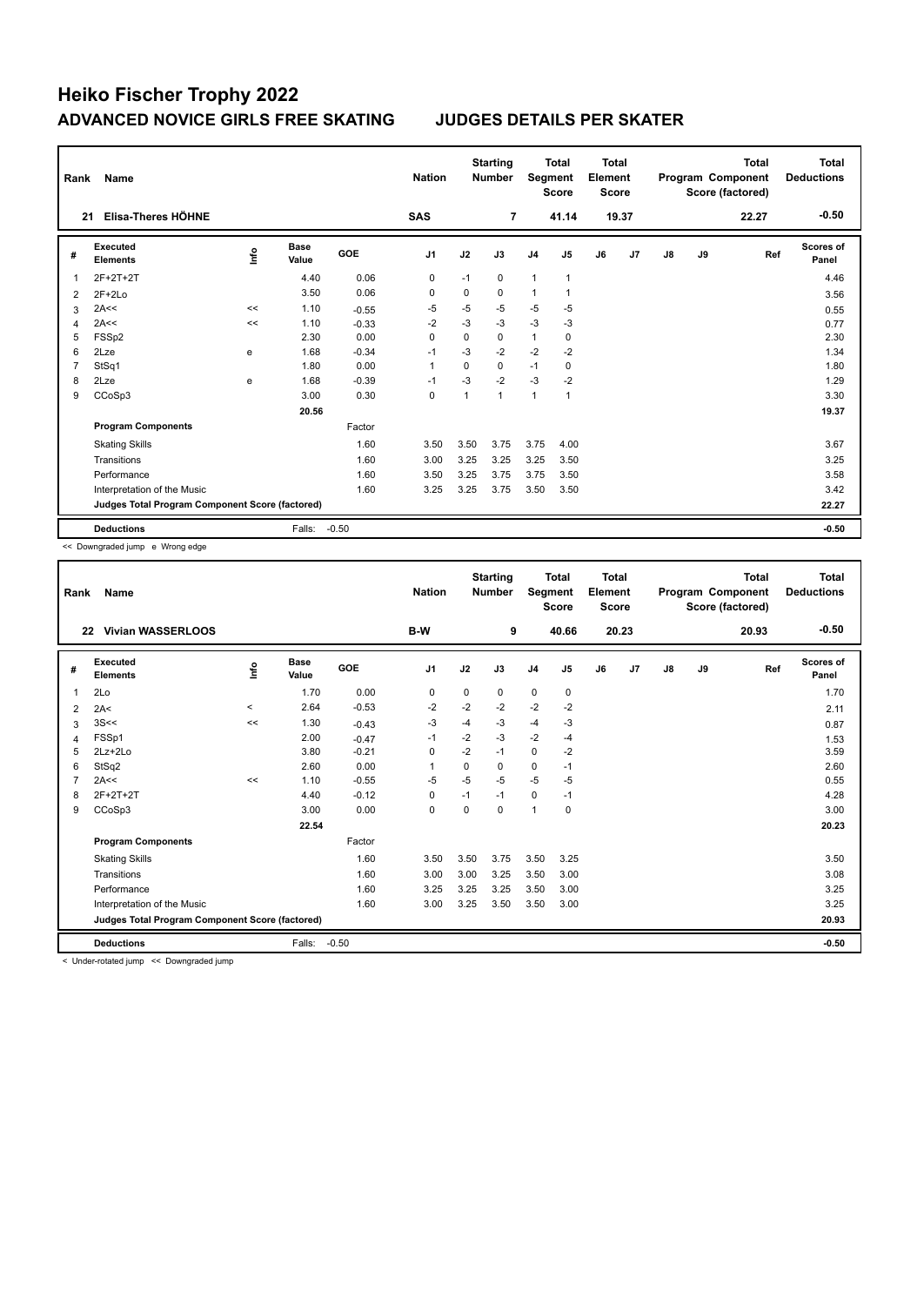# Heiko Fischer Trophy 2022

## ADVANCED NOVICE GIRLS FREE SKATING JUDGES DETAILS PER SKATER

| Rank | Name | Nation | Starting Number | Total Segment Score | Total Element Score | Total Program Component Score (factored) | Total Deductions |
|---|---|---|---|---|---|---|---|
| 21 | Elisa-Theres HÖHNE | SAS | 7 | 41.14 | 19.37 | 22.27 | -0.50 |

| # | Executed Elements | Info | Base Value | GOE | J1 | J2 | J3 | J4 | J5 | J6 | J7 | J8 | J9 | Ref | Scores of Panel |
|---|---|---|---|---|---|---|---|---|---|---|---|---|---|---|---|
| 1 | 2F+2T+2T | | 4.40 | 0.06 | 0 | -1 | 0 | 1 | 1 | | | | | | 4.46 |
| 2 | 2F+2Lo | | 3.50 | 0.06 | 0 | 0 | 0 | 1 | 1 | | | | | | 3.56 |
| 3 | 2A<< | << | 1.10 | -0.55 | -5 | -5 | -5 | -5 | -5 | | | | | | 0.55 |
| 4 | 2A<< | << | 1.10 | -0.33 | -2 | -3 | -3 | -3 | -3 | | | | | | 0.77 |
| 5 | FSSp2 | | 2.30 | 0.00 | 0 | 0 | 0 | 1 | 0 | | | | | | 2.30 |
| 6 | 2Lze | e | 1.68 | -0.34 | -1 | -3 | -2 | -2 | -2 | | | | | | 1.34 |
| 7 | StSq1 | | 1.80 | 0.00 | 1 | 0 | 0 | -1 | 0 | | | | | | 1.80 |
| 8 | 2Lze | e | 1.68 | -0.39 | -1 | -3 | -2 | -3 | -2 | | | | | | 1.29 |
| 9 | CCoSp3 | | 3.00 | 0.30 | 0 | 1 | 1 | 1 | 1 | | | | | | 3.30 |
| | | | 20.56 | | | | | | | | | | | | 19.37 |
| | **Program Components** | | | Factor | | | | | | | | | | | |
| | Skating Skills | | | 1.60 | 3.50 | 3.50 | 3.75 | 3.75 | 4.00 | | | | | | 3.67 |
| | Transitions | | | 1.60 | 3.00 | 3.25 | 3.25 | 3.25 | 3.50 | | | | | | 3.25 |
| | Performance | | | 1.60 | 3.50 | 3.25 | 3.75 | 3.75 | 3.50 | | | | | | 3.58 |
| | Interpretation of the Music | | | 1.60 | 3.25 | 3.25 | 3.75 | 3.50 | 3.50 | | | | | | 3.42 |
| | **Judges Total Program Component Score (factored)** | | | | | | | | | | | | | | 22.27 |
| | **Deductions** | | Falls: | -0.50 | | | | | | | | | | | -0.50 |

<< Downgraded jump e Wrong edge

| Rank | Name | Nation | Starting Number | Total Segment Score | Total Element Score | Total Program Component Score (factored) | Total Deductions |
|---|---|---|---|---|---|---|---|
| 22 | Vivian WASSERLOOS | B-W | 9 | 40.66 | 20.23 | 20.93 | -0.50 |

| # | Executed Elements | Info | Base Value | GOE | J1 | J2 | J3 | J4 | J5 | J6 | J7 | J8 | J9 | Ref | Scores of Panel |
|---|---|---|---|---|---|---|---|---|---|---|---|---|---|---|---|
| 1 | 2Lo | | 1.70 | 0.00 | 0 | 0 | 0 | 0 | 0 | | | | | | 1.70 |
| 2 | 2A< | < | 2.64 | -0.53 | -2 | -2 | -2 | -2 | -2 | | | | | | 2.11 |
| 3 | 3S<< | << | 1.30 | -0.43 | -3 | -4 | -3 | -4 | -3 | | | | | | 0.87 |
| 4 | FSSp1 | | 2.00 | -0.47 | -1 | -2 | -3 | -2 | -4 | | | | | | 1.53 |
| 5 | 2Lz+2Lo | | 3.80 | -0.21 | 0 | -2 | -1 | 0 | -2 | | | | | | 3.59 |
| 6 | StSq2 | | 2.60 | 0.00 | 1 | 0 | 0 | 0 | -1 | | | | | | 2.60 |
| 7 | 2A<< | << | 1.10 | -0.55 | -5 | -5 | -5 | -5 | -5 | | | | | | 0.55 |
| 8 | 2F+2T+2T | | 4.40 | -0.12 | 0 | -1 | -1 | 0 | -1 | | | | | | 4.28 |
| 9 | CCoSp3 | | 3.00 | 0.00 | 0 | 0 | 0 | 1 | 0 | | | | | | 3.00 |
| | | | 22.54 | | | | | | | | | | | | 20.23 |
| | **Program Components** | | | Factor | | | | | | | | | | | |
| | Skating Skills | | | 1.60 | 3.50 | 3.50 | 3.75 | 3.50 | 3.25 | | | | | | 3.50 |
| | Transitions | | | 1.60 | 3.00 | 3.00 | 3.25 | 3.50 | 3.00 | | | | | | 3.08 |
| | Performance | | | 1.60 | 3.25 | 3.25 | 3.25 | 3.50 | 3.00 | | | | | | 3.25 |
| | Interpretation of the Music | | | 1.60 | 3.00 | 3.25 | 3.50 | 3.50 | 3.00 | | | | | | 3.25 |
| | **Judges Total Program Component Score (factored)** | | | | | | | | | | | | | | 20.93 |
| | **Deductions** | | Falls: | -0.50 | | | | | | | | | | | -0.50 |

< Under-rotated jump << Downgraded jump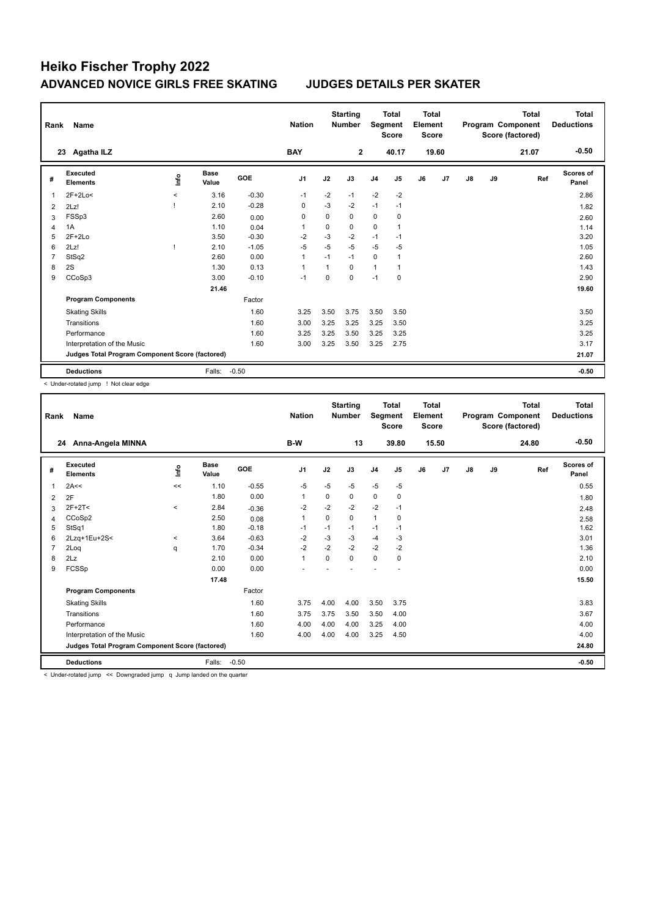# Heiko Fischer Trophy 2022

## ADVANCED NOVICE GIRLS FREE SKATING    JUDGES DETAILS PER SKATER

| Rank | Name | Nation | Starting Number | Total Segment Score | Total Element Score | Total Program Component Score (factored) | Total Deductions |
|---|---|---|---|---|---|---|---|
| 23 | Agatha ILZ | BAY | 2 | 40.17 | 19.60 | 21.07 | -0.50 |

| # | Executed Elements | Info | Base Value | GOE | J1 | J2 | J3 | J4 | J5 | J6 | J7 | J8 | J9 | Ref | Scores of Panel |
|---|---|---|---|---|---|---|---|---|---|---|---|---|---|---|---|
| 1 | 2F+2Lo< | < | 3.16 | -0.30 | -1 | -2 | -1 | -2 | -2 | | | | | | 2.86 |
| 2 | 2Lz! | ! | 2.10 | -0.28 | 0 | -3 | -2 | -1 | -1 | | | | | | 1.82 |
| 3 | FSSp3 | | 2.60 | 0.00 | 0 | 0 | 0 | 0 | 0 | | | | | | 2.60 |
| 4 | 1A | | 1.10 | 0.04 | 1 | 0 | 0 | 0 | 1 | | | | | | 1.14 |
| 5 | 2F+2Lo | | 3.50 | -0.30 | -2 | -3 | -2 | -1 | -1 | | | | | | 3.20 |
| 6 | 2Lz! | ! | 2.10 | -1.05 | -5 | -5 | -5 | -5 | -5 | | | | | | 1.05 |
| 7 | StSq2 | | 2.60 | 0.00 | 1 | -1 | -1 | 0 | 1 | | | | | | 2.60 |
| 8 | 2S | | 1.30 | 0.13 | 1 | 1 | 0 | 1 | 1 | | | | | | 1.43 |
| 9 | CCoSp3 | | 3.00 | -0.10 | -1 | 0 | 0 | -1 | 0 | | | | | | 2.90 |
| | | | 21.46 | | | | | | | | | | | | 19.60 |
| | **Program Components** | | | Factor | | | | | | | | | | | |
| | Skating Skills | | | 1.60 | 3.25 | 3.50 | 3.75 | 3.50 | 3.50 | | | | | | 3.50 |
| | Transitions | | | 1.60 | 3.00 | 3.25 | 3.25 | 3.25 | 3.50 | | | | | | 3.25 |
| | Performance | | | 1.60 | 3.25 | 3.25 | 3.50 | 3.25 | 3.25 | | | | | | 3.25 |
| | Interpretation of the Music | | | 1.60 | 3.00 | 3.25 | 3.50 | 3.25 | 2.75 | | | | | | 3.17 |
| | **Judges Total Program Component Score (factored)** | | | | | | | | | | | | | | 21.07 |
| | **Deductions** | | Falls: | -0.50 | | | | | | | | | | | -0.50 |

< Under-rotated jump ! Not clear edge

| Rank | Name | Nation | Starting Number | Total Segment Score | Total Element Score | Total Program Component Score (factored) | Total Deductions |
|---|---|---|---|---|---|---|---|
| 24 | Anna-Angela MINNA | B-W | 13 | 39.80 | 15.50 | 24.80 | -0.50 |

| # | Executed Elements | Info | Base Value | GOE | J1 | J2 | J3 | J4 | J5 | J6 | J7 | J8 | J9 | Ref | Scores of Panel |
|---|---|---|---|---|---|---|---|---|---|---|---|---|---|---|---|
| 1 | 2A<< | << | 1.10 | -0.55 | -5 | -5 | -5 | -5 | -5 | | | | | | 0.55 |
| 2 | 2F | | 1.80 | 0.00 | 1 | 0 | 0 | 0 | 0 | | | | | | 1.80 |
| 3 | 2F+2T< | < | 2.84 | -0.36 | -2 | -2 | -2 | -2 | -1 | | | | | | 2.48 |
| 4 | CCoSp2 | | 2.50 | 0.08 | 1 | 0 | 0 | 1 | 0 | | | | | | 2.58 |
| 5 | StSq1 | | 1.80 | -0.18 | -1 | -1 | -1 | -1 | -1 | | | | | | 1.62 |
| 6 | 2Lzq+1Eu+2S< | < | 3.64 | -0.63 | -2 | -3 | -3 | -4 | -3 | | | | | | 3.01 |
| 7 | 2Loq | q | 1.70 | -0.34 | -2 | -2 | -2 | -2 | -2 | | | | | | 1.36 |
| 8 | 2Lz | | 2.10 | 0.00 | 1 | 0 | 0 | 0 | 0 | | | | | | 2.10 |
| 9 | FCSSp | | 0.00 | 0.00 | - | - | - | - | - | | | | | | 0.00 |
| | | | 17.48 | | | | | | | | | | | | 15.50 |
| | **Program Components** | | | Factor | | | | | | | | | | | |
| | Skating Skills | | | 1.60 | 3.75 | 4.00 | 4.00 | 3.50 | 3.75 | | | | | | 3.83 |
| | Transitions | | | 1.60 | 3.75 | 3.75 | 3.50 | 3.50 | 4.00 | | | | | | 3.67 |
| | Performance | | | 1.60 | 4.00 | 4.00 | 4.00 | 3.25 | 4.00 | | | | | | 4.00 |
| | Interpretation of the Music | | | 1.60 | 4.00 | 4.00 | 4.00 | 3.25 | 4.50 | | | | | | 4.00 |
| | **Judges Total Program Component Score (factored)** | | | | | | | | | | | | | | 24.80 |
| | **Deductions** | | Falls: | -0.50 | | | | | | | | | | | -0.50 |

< Under-rotated jump << Downgraded jump q Jump landed on the quarter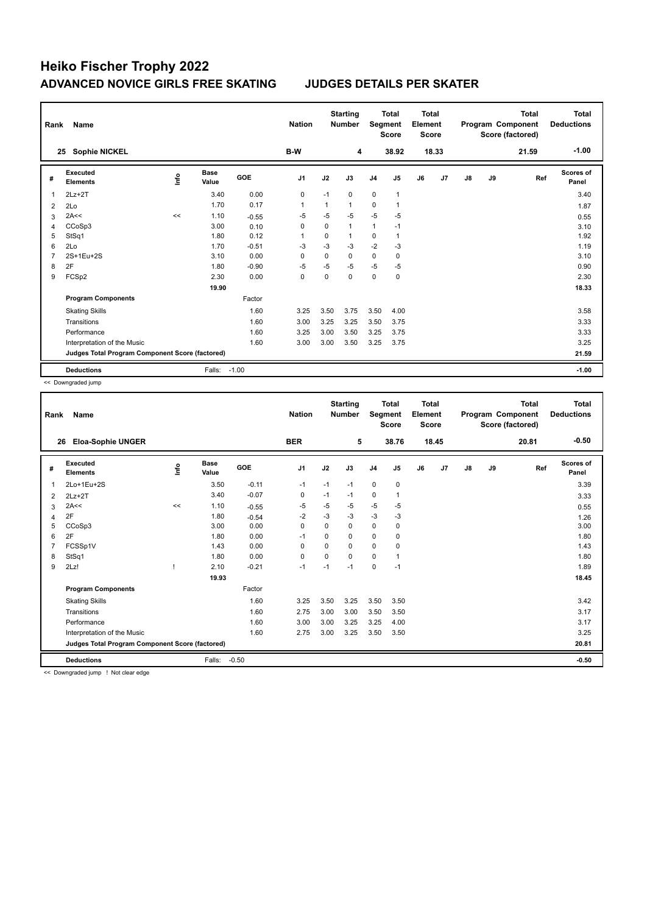# Heiko Fischer Trophy 2022

## ADVANCED NOVICE GIRLS FREE SKATING JUDGES DETAILS PER SKATER

| Rank | Name | Nation | Starting Number | Total Segment Score | Total Element Score | Total Program Component Score (factored) | Total Deductions |
|---|---|---|---|---|---|---|---|
| 25 | Sophie NICKEL | B-W | 4 | 38.92 | 18.33 | 21.59 | -1.00 |

| # | Executed Elements | Info | Base Value | GOE | J1 | J2 | J3 | J4 | J5 | J6 | J7 | J8 | J9 | Ref | Scores of Panel |
|---|---|---|---|---|---|---|---|---|---|---|---|---|---|---|---|
| 1 | 2Lz+2T | | 3.40 | 0.00 | 0 | -1 | 0 | 0 | 1 | | | | | | 3.40 |
| 2 | 2Lo | | 1.70 | 0.17 | 1 | 1 | 1 | 0 | 1 | | | | | | 1.87 |
| 3 | 2A<< | << | 1.10 | -0.55 | -5 | -5 | -5 | -5 | -5 | | | | | | 0.55 |
| 4 | CCoSp3 | | 3.00 | 0.10 | 0 | 0 | 1 | 1 | -1 | | | | | | 3.10 |
| 5 | StSq1 | | 1.80 | 0.12 | 1 | 0 | 1 | 0 | 1 | | | | | | 1.92 |
| 6 | 2Lo | | 1.70 | -0.51 | -3 | -3 | -3 | -2 | -3 | | | | | | 1.19 |
| 7 | 2S+1Eu+2S | | 3.10 | 0.00 | 0 | 0 | 0 | 0 | 0 | | | | | | 3.10 |
| 8 | 2F | | 1.80 | -0.90 | -5 | -5 | -5 | -5 | -5 | | | | | | 0.90 |
| 9 | FCSp2 | | 2.30 | 0.00 | 0 | 0 | 0 | 0 | 0 | | | | | | 2.30 |
| | | | 19.90 | | | | | | | | | | | | 18.33 |
| | **Program Components** | | | Factor | | | | | | | | | | | |
| | Skating Skills | | | 1.60 | 3.25 | 3.50 | 3.75 | 3.50 | 4.00 | | | | | | 3.58 |
| | Transitions | | | 1.60 | 3.00 | 3.25 | 3.25 | 3.50 | 3.75 | | | | | | 3.33 |
| | Performance | | | 1.60 | 3.25 | 3.00 | 3.50 | 3.25 | 3.75 | | | | | | 3.33 |
| | Interpretation of the Music | | | 1.60 | 3.00 | 3.00 | 3.50 | 3.25 | 3.75 | | | | | | 3.25 |
| | **Judges Total Program Component Score (factored)** | | | | | | | | | | | | | | 21.59 |
| | **Deductions** | | Falls: | -1.00 | | | | | | | | | | | -1.00 |

<< Downgraded jump

| Rank | Name | Nation | Starting Number | Total Segment Score | Total Element Score | Total Program Component Score (factored) | Total Deductions |
|---|---|---|---|---|---|---|---|
| 26 | Eloa-Sophie UNGER | BER | 5 | 38.76 | 18.45 | 20.81 | -0.50 |

| # | Executed Elements | Info | Base Value | GOE | J1 | J2 | J3 | J4 | J5 | J6 | J7 | J8 | J9 | Ref | Scores of Panel |
|---|---|---|---|---|---|---|---|---|---|---|---|---|---|---|---|
| 1 | 2Lo+1Eu+2S | | 3.50 | -0.11 | -1 | -1 | -1 | 0 | 0 | | | | | | 3.39 |
| 2 | 2Lz+2T | | 3.40 | -0.07 | 0 | -1 | -1 | 0 | 1 | | | | | | 3.33 |
| 3 | 2A<< | << | 1.10 | -0.55 | -5 | -5 | -5 | -5 | -5 | | | | | | 0.55 |
| 4 | 2F | | 1.80 | -0.54 | -2 | -3 | -3 | -3 | -3 | | | | | | 1.26 |
| 5 | CCoSp3 | | 3.00 | 0.00 | 0 | 0 | 0 | 0 | 0 | | | | | | 3.00 |
| 6 | 2F | | 1.80 | 0.00 | -1 | 0 | 0 | 0 | 0 | | | | | | 1.80 |
| 7 | FCSSp1V | | 1.43 | 0.00 | 0 | 0 | 0 | 0 | 0 | | | | | | 1.43 |
| 8 | StSq1 | | 1.80 | 0.00 | 0 | 0 | 0 | 0 | 1 | | | | | | 1.80 |
| 9 | 2Lz! | ! | 2.10 | -0.21 | -1 | -1 | -1 | 0 | -1 | | | | | | 1.89 |
| | | | 19.93 | | | | | | | | | | | | 18.45 |
| | **Program Components** | | | Factor | | | | | | | | | | | |
| | Skating Skills | | | 1.60 | 3.25 | 3.50 | 3.25 | 3.50 | 3.50 | | | | | | 3.42 |
| | Transitions | | | 1.60 | 2.75 | 3.00 | 3.00 | 3.50 | 3.50 | | | | | | 3.17 |
| | Performance | | | 1.60 | 3.00 | 3.00 | 3.25 | 3.25 | 4.00 | | | | | | 3.17 |
| | Interpretation of the Music | | | 1.60 | 2.75 | 3.00 | 3.25 | 3.50 | 3.50 | | | | | | 3.25 |
| | **Judges Total Program Component Score (factored)** | | | | | | | | | | | | | | 20.81 |
| | **Deductions** | | Falls: | -0.50 | | | | | | | | | | | -0.50 |

<< Downgraded jump ! Not clear edge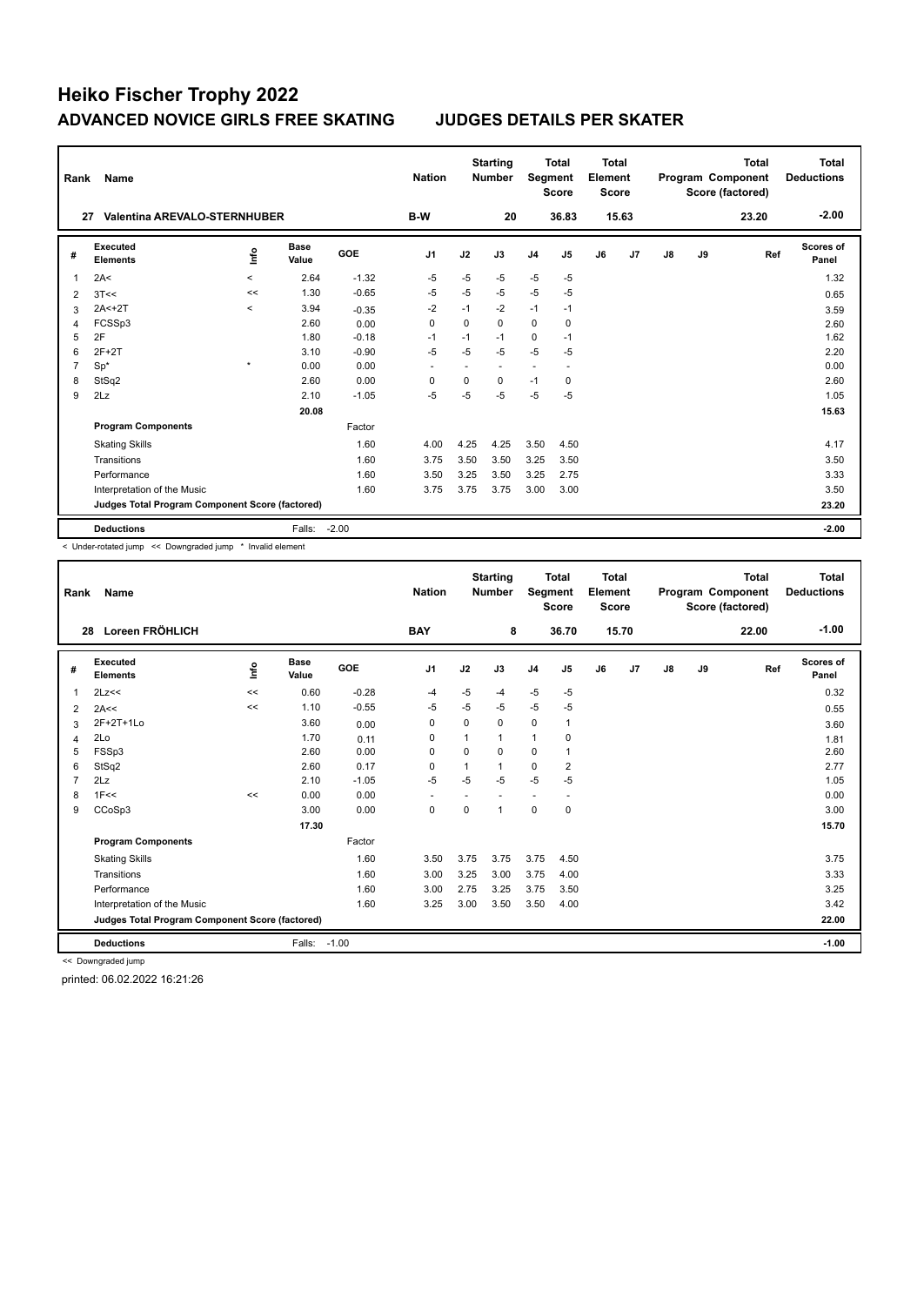# Heiko Fischer Trophy 2022

## ADVANCED NOVICE GIRLS FREE SKATING JUDGES DETAILS PER SKATER

| Rank | Name | Nation | Starting Number | Total Segment Score | Total Element Score | Total Program Component Score (factored) | Total Deductions |
|---|---|---|---|---|---|---|---|
| 27 | Valentina AREVALO-STERNHUBER | B-W | 20 | 36.83 | 15.63 | 23.20 | -2.00 |

| # | Executed Elements | Info | Base Value | GOE | J1 | J2 | J3 | J4 | J5 | J6 | J7 | J8 | J9 | Ref | Scores of Panel |
|---|---|---|---|---|---|---|---|---|---|---|---|---|---|---|---|
| 1 | 2A< | < | 2.64 | -1.32 | -5 | -5 | -5 | -5 | -5 | | | | | | 1.32 |
| 2 | 3T<< | << | 1.30 | -0.65 | -5 | -5 | -5 | -5 | -5 | | | | | | 0.65 |
| 3 | 2A<+2T | < | 3.94 | -0.35 | -2 | -1 | -2 | -1 | -1 | | | | | | 3.59 |
| 4 | FCSSp3 | | 2.60 | 0.00 | 0 | 0 | 0 | 0 | 0 | | | | | | 2.60 |
| 5 | 2F | | 1.80 | -0.18 | -1 | -1 | -1 | 0 | -1 | | | | | | 1.62 |
| 6 | 2F+2T | | 3.10 | -0.90 | -5 | -5 | -5 | -5 | -5 | | | | | | 2.20 |
| 7 | Sp* | * | 0.00 | 0.00 | - | - | - | - | - | | | | | | 0.00 |
| 8 | StSq2 | | 2.60 | 0.00 | 0 | 0 | 0 | -1 | 0 | | | | | | 2.60 |
| 9 | 2Lz | | 2.10 | -1.05 | -5 | -5 | -5 | -5 | -5 | | | | | | 1.05 |
| | | | 20.08 | | | | | | | | | | | | 15.63 |
| | **Program Components** | | | Factor | | | | | | | | | | | |
| | Skating Skills | | | 1.60 | 4.00 | 4.25 | 4.25 | 3.50 | 4.50 | | | | | | 4.17 |
| | Transitions | | | 1.60 | 3.75 | 3.50 | 3.50 | 3.25 | 3.50 | | | | | | 3.50 |
| | Performance | | | 1.60 | 3.50 | 3.25 | 3.50 | 3.25 | 2.75 | | | | | | 3.33 |
| | Interpretation of the Music | | | 1.60 | 3.75 | 3.75 | 3.75 | 3.00 | 3.00 | | | | | | 3.50 |
| | **Judges Total Program Component Score (factored)** | | | | | | | | | | | | | | 23.20 |
| | **Deductions** | | Falls: | -2.00 | | | | | | | | | | | -2.00 |

< Under-rotated jump << Downgraded jump * Invalid element

| Rank | Name | Nation | Starting Number | Total Segment Score | Total Element Score | Total Program Component Score (factored) | Total Deductions |
|---|---|---|---|---|---|---|---|
| 28 | Loreen FRÖHLICH | BAY | 8 | 36.70 | 15.70 | 22.00 | -1.00 |

| # | Executed Elements | Info | Base Value | GOE | J1 | J2 | J3 | J4 | J5 | J6 | J7 | J8 | J9 | Ref | Scores of Panel |
|---|---|---|---|---|---|---|---|---|---|---|---|---|---|---|---|
| 1 | 2Lz<< | << | 0.60 | -0.28 | -4 | -5 | -4 | -5 | -5 | | | | | | 0.32 |
| 2 | 2A<< | << | 1.10 | -0.55 | -5 | -5 | -5 | -5 | -5 | | | | | | 0.55 |
| 3 | 2F+2T+1Lo | | 3.60 | 0.00 | 0 | 0 | 0 | 0 | 1 | | | | | | 3.60 |
| 4 | 2Lo | | 1.70 | 0.11 | 0 | 1 | 1 | 1 | 0 | | | | | | 1.81 |
| 5 | FSSp3 | | 2.60 | 0.00 | 0 | 0 | 0 | 0 | 1 | | | | | | 2.60 |
| 6 | StSq2 | | 2.60 | 0.17 | 0 | 1 | 1 | 0 | 2 | | | | | | 2.77 |
| 7 | 2Lz | | 2.10 | -1.05 | -5 | -5 | -5 | -5 | -5 | | | | | | 1.05 |
| 8 | 1F<< | << | 0.00 | 0.00 | - | - | - | - | - | | | | | | 0.00 |
| 9 | CCoSp3 | | 3.00 | 0.00 | 0 | 0 | 1 | 0 | 0 | | | | | | 3.00 |
| | | | 17.30 | | | | | | | | | | | | 15.70 |
| | **Program Components** | | | Factor | | | | | | | | | | | |
| | Skating Skills | | | 1.60 | 3.50 | 3.75 | 3.75 | 3.75 | 4.50 | | | | | | 3.75 |
| | Transitions | | | 1.60 | 3.00 | 3.25 | 3.00 | 3.75 | 4.00 | | | | | | 3.33 |
| | Performance | | | 1.60 | 3.00 | 2.75 | 3.25 | 3.75 | 3.50 | | | | | | 3.25 |
| | Interpretation of the Music | | | 1.60 | 3.25 | 3.00 | 3.50 | 3.50 | 4.00 | | | | | | 3.42 |
| | **Judges Total Program Component Score (factored)** | | | | | | | | | | | | | | 22.00 |
| | **Deductions** | | Falls: | -1.00 | | | | | | | | | | | -1.00 |

<< Downgraded jump

printed: 06.02.2022 16:21:26